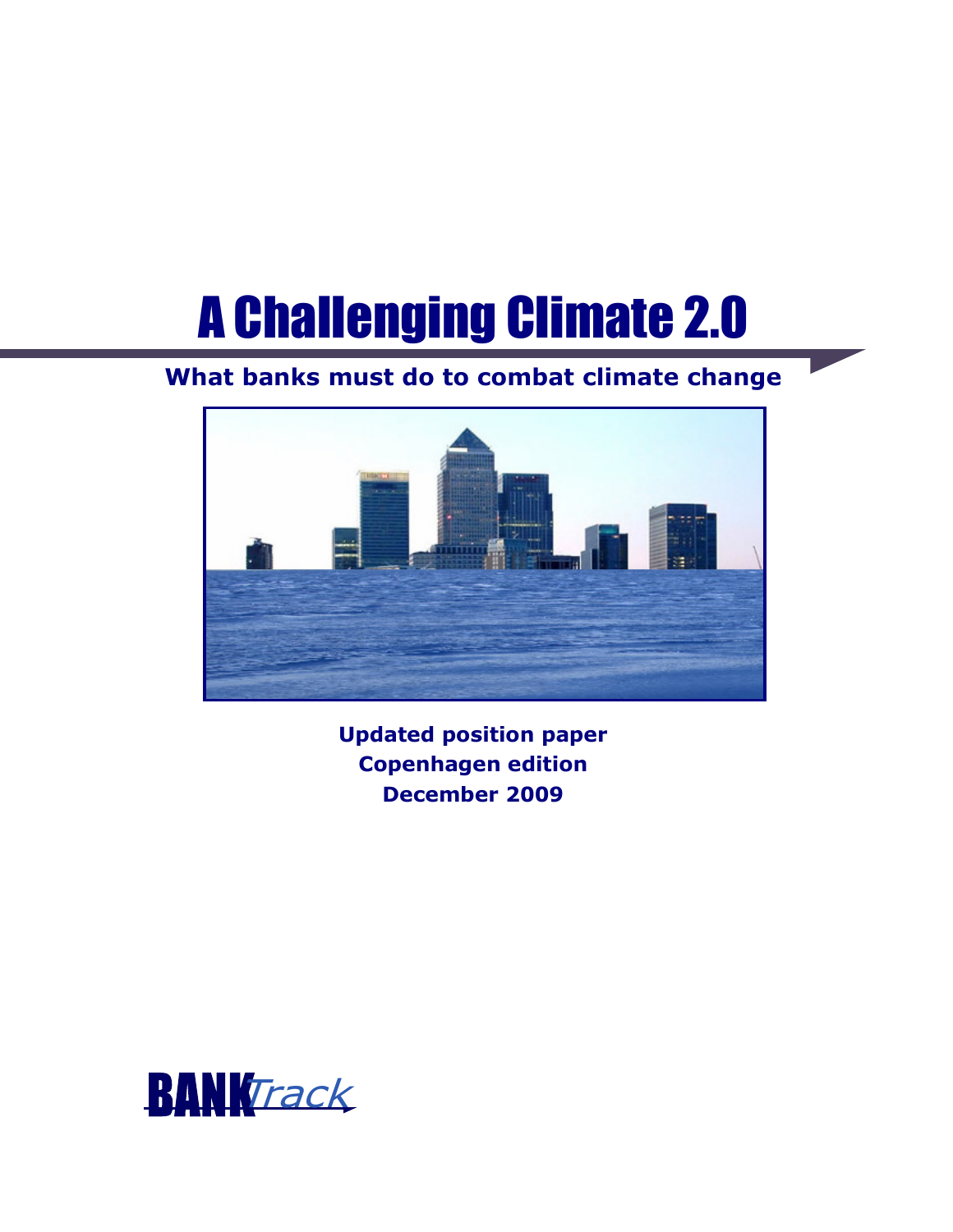# A Challenging Climate 2.0

## What banks must do to combat climate change

**Updated position paper**
**Copenhagen edition**
**December 2009**

BANKTrack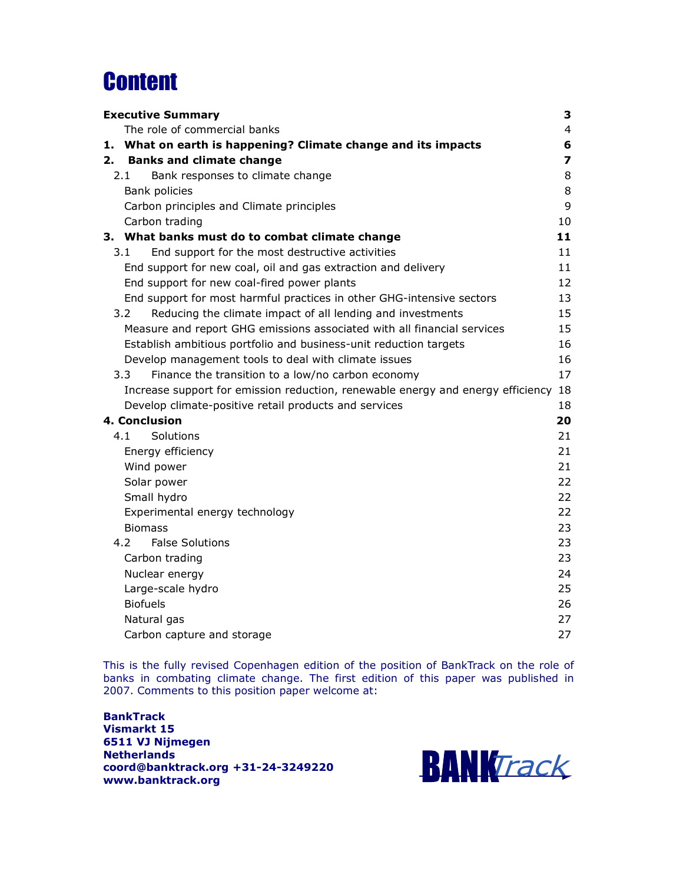# Content

| | |
|---|---|
| **Executive Summary** | **3** |
| The role of commercial banks | 4 |
| **1. What on earth is happening? Climate change and its impacts** | **6** |
| **2. Banks and climate change** | **7** |
| 2.1 Bank responses to climate change | 8 |
| Bank policies | 8 |
| Carbon principles and Climate principles | 9 |
| Carbon trading | 10 |
| **3. What banks must do to combat climate change** | **11** |
| 3.1 End support for the most destructive activities | 11 |
| End support for new coal, oil and gas extraction and delivery | 11 |
| End support for new coal-fired power plants | 12 |
| End support for most harmful practices in other GHG-intensive sectors | 13 |
| 3.2 Reducing the climate impact of all lending and investments | 15 |
| Measure and report GHG emissions associated with all financial services | 15 |
| Establish ambitious portfolio and business-unit reduction targets | 16 |
| Develop management tools to deal with climate issues | 16 |
| 3.3 Finance the transition to a low/no carbon economy | 17 |
| Increase support for emission reduction, renewable energy and energy efficiency | 18 |
| Develop climate-positive retail products and services | 18 |
| **4. Conclusion** | **20** |
| 4.1 Solutions | 21 |
| Energy efficiency | 21 |
| Wind power | 21 |
| Solar power | 22 |
| Small hydro | 22 |
| Experimental energy technology | 22 |
| Biomass | 23 |
| 4.2 False Solutions | 23 |
| Carbon trading | 23 |
| Nuclear energy | 24 |
| Large-scale hydro | 25 |
| Biofuels | 26 |
| Natural gas | 27 |
| Carbon capture and storage | 27 |

This is the fully revised Copenhagen edition of the position of BankTrack on the role of banks in combating climate change. The first edition of this paper was published in 2007. Comments to this position paper welcome at:

**BankTrack**
**Vismarkt 15**
**6511 VJ Nijmegen**
**Netherlands**
**coord@banktrack.org +31-24-3249220**
**www.banktrack.org**

BANKTrack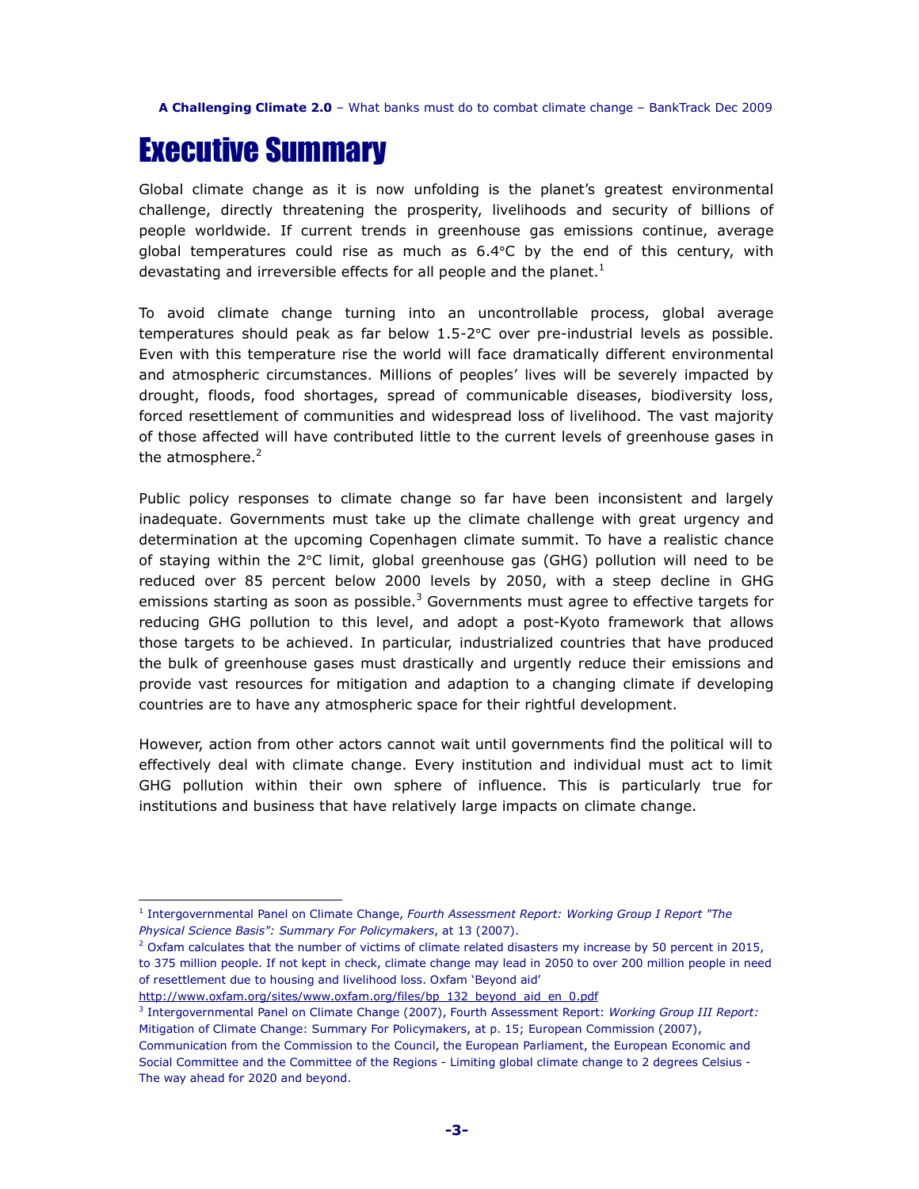# Executive Summary

Global climate change as it is now unfolding is the planet's greatest environmental challenge, directly threatening the prosperity, livelihoods and security of billions of people worldwide. If current trends in greenhouse gas emissions continue, average global temperatures could rise as much as 6.4°C by the end of this century, with devastating and irreversible effects for all people and the planet.[1]

To avoid climate change turning into an uncontrollable process, global average temperatures should peak as far below 1.5-2°C over pre-industrial levels as possible. Even with this temperature rise the world will face dramatically different environmental and atmospheric circumstances. Millions of peoples' lives will be severely impacted by drought, floods, food shortages, spread of communicable diseases, biodiversity loss, forced resettlement of communities and widespread loss of livelihood. The vast majority of those affected will have contributed little to the current levels of greenhouse gases in the atmosphere.[2]

Public policy responses to climate change so far have been inconsistent and largely inadequate. Governments must take up the climate challenge with great urgency and determination at the upcoming Copenhagen climate summit. To have a realistic chance of staying within the 2°C limit, global greenhouse gas (GHG) pollution will need to be reduced over 85 percent below 2000 levels by 2050, with a steep decline in GHG emissions starting as soon as possible.[3] Governments must agree to effective targets for reducing GHG pollution to this level, and adopt a post-Kyoto framework that allows those targets to be achieved. In particular, industrialized countries that have produced the bulk of greenhouse gases must drastically and urgently reduce their emissions and provide vast resources for mitigation and adaption to a changing climate if developing countries are to have any atmospheric space for their rightful development.

However, action from other actors cannot wait until governments find the political will to effectively deal with climate change. Every institution and individual must act to limit GHG pollution within their own sphere of influence. This is particularly true for institutions and business that have relatively large impacts on climate change.

---

[1] Intergovernmental Panel on Climate Change, *Fourth Assessment Report: Working Group I Report "The Physical Science Basis": Summary For Policymakers*, at 13 (2007).

[2] Oxfam calculates that the number of victims of climate related disasters my increase by 50 percent in 2015, to 375 million people. If not kept in check, climate change may lead in 2050 to over 200 million people in need of resettlement due to housing and livelihood loss. Oxfam 'Beyond aid' http://www.oxfam.org/sites/www.oxfam.org/files/bp_132_beyond_aid_en_0.pdf

[3] Intergovernmental Panel on Climate Change (2007), Fourth Assessment Report: *Working Group III Report:* Mitigation of Climate Change: Summary For Policymakers, at p. 15; European Commission (2007), Communication from the Commission to the Council, the European Parliament, the European Economic and Social Committee and the Committee of the Regions - Limiting global climate change to 2 degrees Celsius - The way ahead for 2020 and beyond.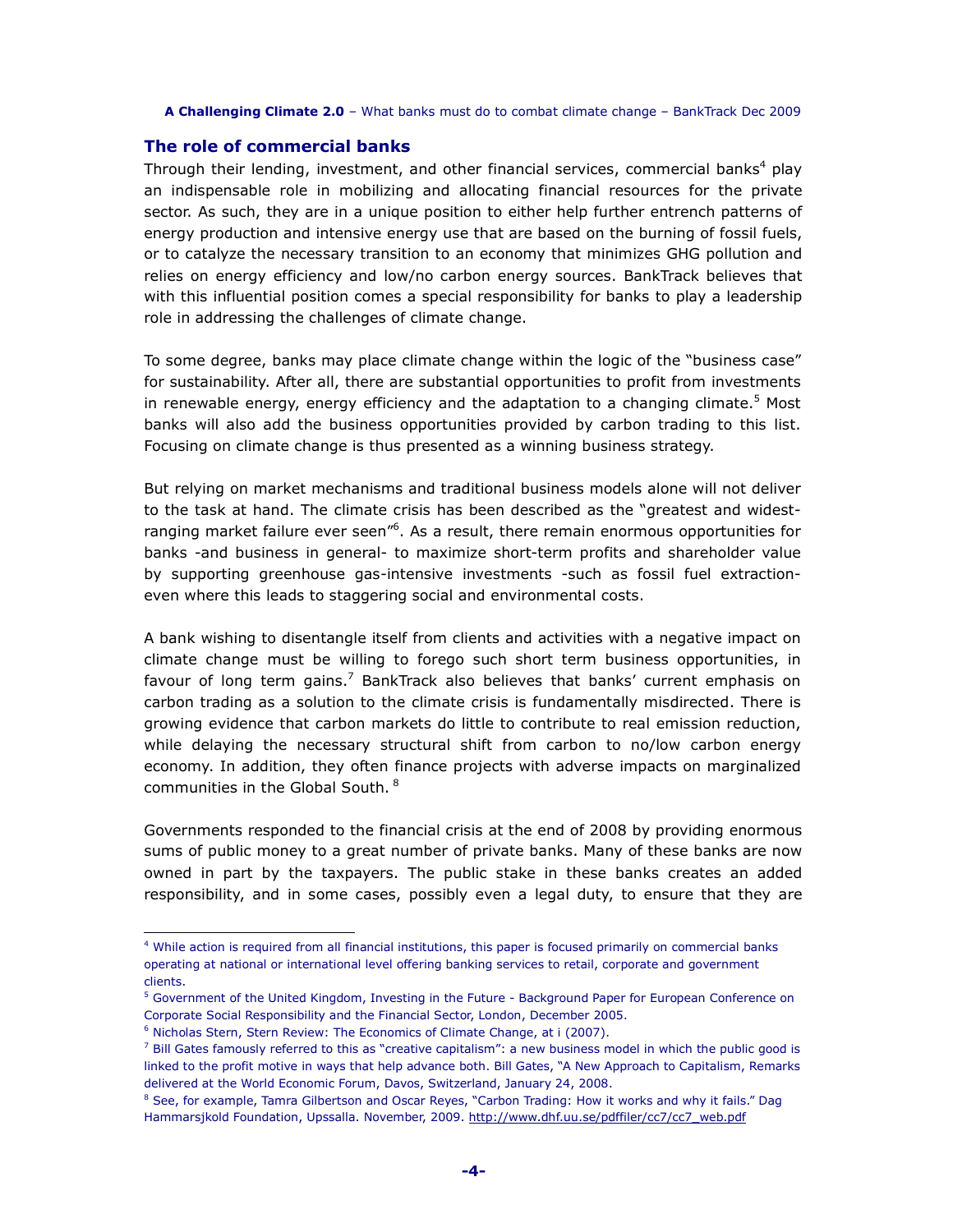## The role of commercial banks

Through their lending, investment, and other financial services, commercial banks[4] play an indispensable role in mobilizing and allocating financial resources for the private sector. As such, they are in a unique position to either help further entrench patterns of energy production and intensive energy use that are based on the burning of fossil fuels, or to catalyze the necessary transition to an economy that minimizes GHG pollution and relies on energy efficiency and low/no carbon energy sources. BankTrack believes that with this influential position comes a special responsibility for banks to play a leadership role in addressing the challenges of climate change.

To some degree, banks may place climate change within the logic of the "business case" for sustainability. After all, there are substantial opportunities to profit from investments in renewable energy, energy efficiency and the adaptation to a changing climate.[5] Most banks will also add the business opportunities provided by carbon trading to this list. Focusing on climate change is thus presented as a winning business strategy.

But relying on market mechanisms and traditional business models alone will not deliver to the task at hand. The climate crisis has been described as the "greatest and widest-ranging market failure ever seen"[6]. As a result, there remain enormous opportunities for banks -and business in general- to maximize short-term profits and shareholder value by supporting greenhouse gas-intensive investments -such as fossil fuel extraction- even where this leads to staggering social and environmental costs.

A bank wishing to disentangle itself from clients and activities with a negative impact on climate change must be willing to forego such short term business opportunities, in favour of long term gains.[7] BankTrack also believes that banks' current emphasis on carbon trading as a solution to the climate crisis is fundamentally misdirected. There is growing evidence that carbon markets do little to contribute to real emission reduction, while delaying the necessary structural shift from carbon to no/low carbon energy economy. In addition, they often finance projects with adverse impacts on marginalized communities in the Global South.[8]

Governments responded to the financial crisis at the end of 2008 by providing enormous sums of public money to a great number of private banks. Many of these banks are now owned in part by the taxpayers. The public stake in these banks creates an added responsibility, and in some cases, possibly even a legal duty, to ensure that they are

---

[4] While action is required from all financial institutions, this paper is focused primarily on commercial banks operating at national or international level offering banking services to retail, corporate and government clients.

[5] Government of the United Kingdom, Investing in the Future - Background Paper for European Conference on Corporate Social Responsibility and the Financial Sector, London, December 2005.

[6] Nicholas Stern, Stern Review: The Economics of Climate Change, at i (2007).

[7] Bill Gates famously referred to this as "creative capitalism": a new business model in which the public good is linked to the profit motive in ways that help advance both. Bill Gates, "A New Approach to Capitalism, Remarks delivered at the World Economic Forum, Davos, Switzerland, January 24, 2008.

[8] See, for example, Tamra Gilbertson and Oscar Reyes, "Carbon Trading: How it works and why it fails." Dag Hammarsjkold Foundation, Upssalla. November, 2009. http://www.dhf.uu.se/pdffiler/cc7/cc7_web.pdf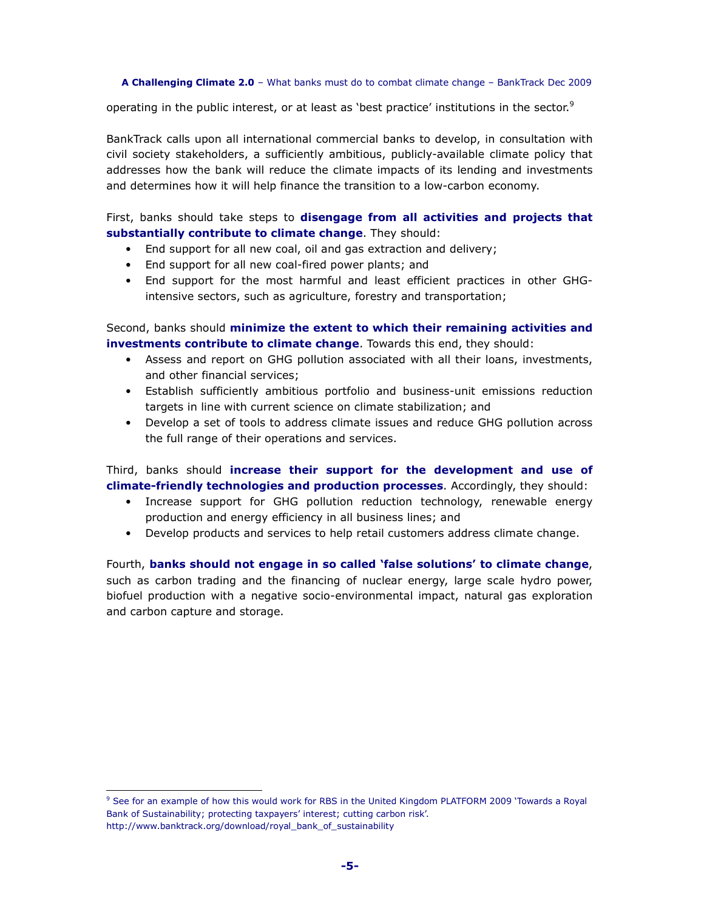operating in the public interest, or at least as 'best practice' institutions in the sector.[9]

BankTrack calls upon all international commercial banks to develop, in consultation with civil society stakeholders, a sufficiently ambitious, publicly-available climate policy that addresses how the bank will reduce the climate impacts of its lending and investments and determines how it will help finance the transition to a low-carbon economy.

First, banks should take steps to **disengage from all activities and projects that substantially contribute to climate change**. They should:

- End support for all new coal, oil and gas extraction and delivery;
- End support for all new coal-fired power plants; and
- End support for the most harmful and least efficient practices in other GHG-intensive sectors, such as agriculture, forestry and transportation;

Second, banks should **minimize the extent to which their remaining activities and investments contribute to climate change**. Towards this end, they should:

- Assess and report on GHG pollution associated with all their loans, investments, and other financial services;
- Establish sufficiently ambitious portfolio and business-unit emissions reduction targets in line with current science on climate stabilization; and
- Develop a set of tools to address climate issues and reduce GHG pollution across the full range of their operations and services.

Third, banks should **increase their support for the development and use of climate-friendly technologies and production processes**. Accordingly, they should:

- Increase support for GHG pollution reduction technology, renewable energy production and energy efficiency in all business lines; and
- Develop products and services to help retail customers address climate change.

Fourth, **banks should not engage in so called 'false solutions' to climate change**, such as carbon trading and the financing of nuclear energy, large scale hydro power, biofuel production with a negative socio-environmental impact, natural gas exploration and carbon capture and storage.

[9] See for an example of how this would work for RBS in the United Kingdom PLATFORM 2009 'Towards a Royal Bank of Sustainability; protecting taxpayers' interest; cutting carbon risk'. http://www.banktrack.org/download/royal_bank_of_sustainability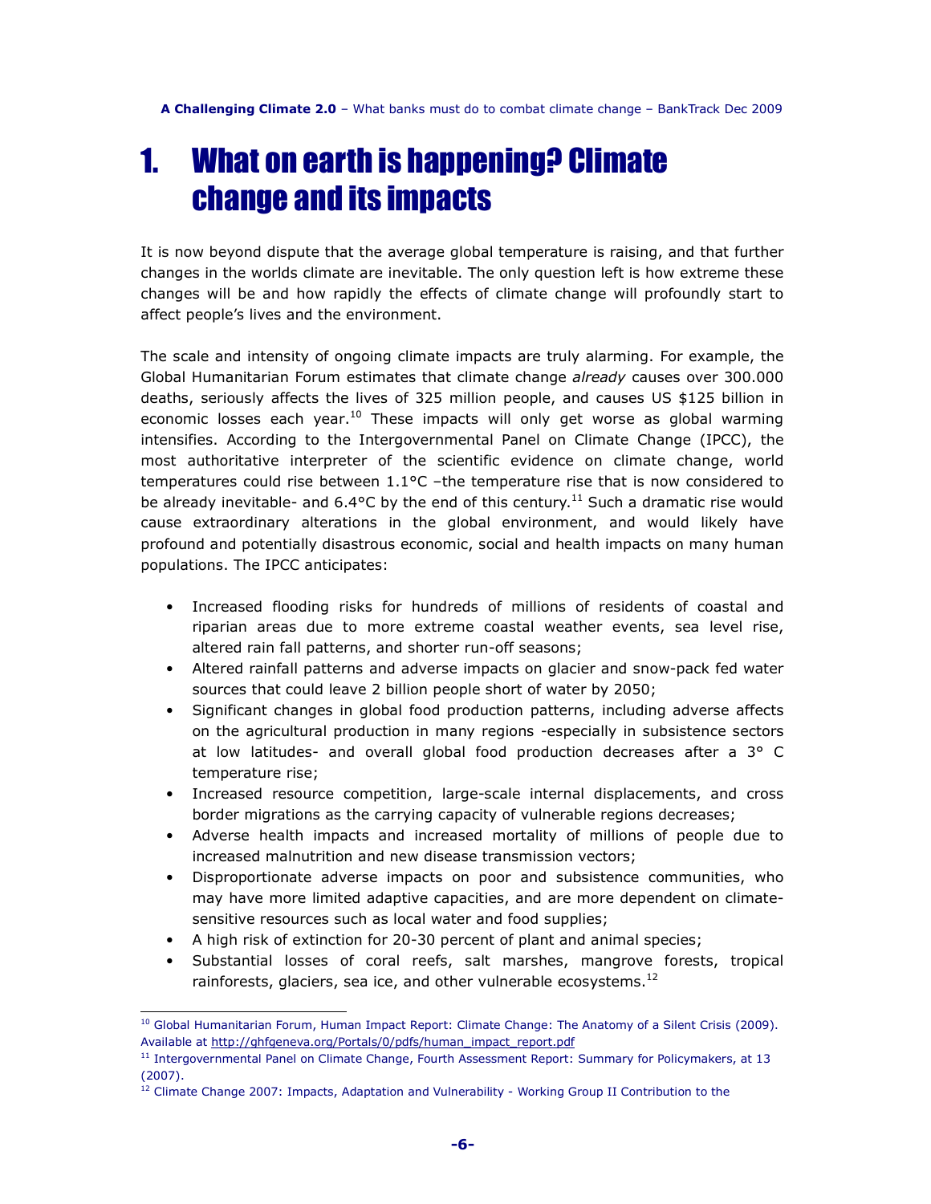# 1. What on earth is happening? Climate change and its impacts

It is now beyond dispute that the average global temperature is raising, and that further changes in the worlds climate are inevitable. The only question left is how extreme these changes will be and how rapidly the effects of climate change will profoundly start to affect people's lives and the environment.

The scale and intensity of ongoing climate impacts are truly alarming. For example, the Global Humanitarian Forum estimates that climate change *already* causes over 300.000 deaths, seriously affects the lives of 325 million people, and causes US $125 billion in economic losses each year.[10] These impacts will only get worse as global warming intensifies. According to the Intergovernmental Panel on Climate Change (IPCC), the most authoritative interpreter of the scientific evidence on climate change, world temperatures could rise between 1.1°C –the temperature rise that is now considered to be already inevitable- and 6.4°C by the end of this century.[11] Such a dramatic rise would cause extraordinary alterations in the global environment, and would likely have profound and potentially disastrous economic, social and health impacts on many human populations. The IPCC anticipates:

- Increased flooding risks for hundreds of millions of residents of coastal and riparian areas due to more extreme coastal weather events, sea level rise, altered rain fall patterns, and shorter run-off seasons;
- Altered rainfall patterns and adverse impacts on glacier and snow-pack fed water sources that could leave 2 billion people short of water by 2050;
- Significant changes in global food production patterns, including adverse affects on the agricultural production in many regions -especially in subsistence sectors at low latitudes- and overall global food production decreases after a 3° C temperature rise;
- Increased resource competition, large-scale internal displacements, and cross border migrations as the carrying capacity of vulnerable regions decreases;
- Adverse health impacts and increased mortality of millions of people due to increased malnutrition and new disease transmission vectors;
- Disproportionate adverse impacts on poor and subsistence communities, who may have more limited adaptive capacities, and are more dependent on climate-sensitive resources such as local water and food supplies;
- A high risk of extinction for 20-30 percent of plant and animal species;
- Substantial losses of coral reefs, salt marshes, mangrove forests, tropical rainforests, glaciers, sea ice, and other vulnerable ecosystems.[12]

---

[10] Global Humanitarian Forum, Human Impact Report: Climate Change: The Anatomy of a Silent Crisis (2009). Available at http://ghfgeneva.org/Portals/0/pdfs/human_impact_report.pdf

[11] Intergovernmental Panel on Climate Change, Fourth Assessment Report: Summary for Policymakers, at 13 (2007).

[12] Climate Change 2007: Impacts, Adaptation and Vulnerability - Working Group II Contribution to the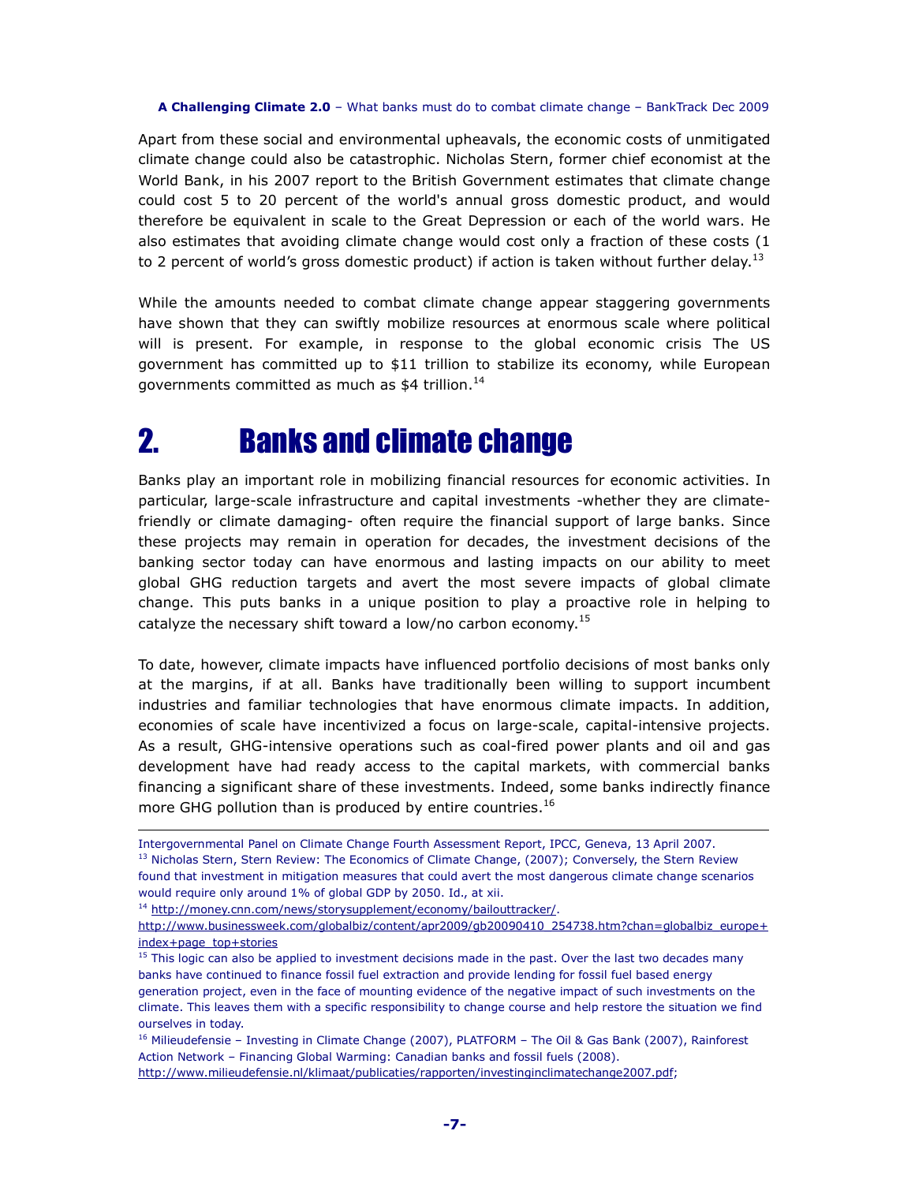Apart from these social and environmental upheavals, the economic costs of unmitigated climate change could also be catastrophic. Nicholas Stern, former chief economist at the World Bank, in his 2007 report to the British Government estimates that climate change could cost 5 to 20 percent of the world's annual gross domestic product, and would therefore be equivalent in scale to the Great Depression or each of the world wars. He also estimates that avoiding climate change would cost only a fraction of these costs (1 to 2 percent of world's gross domestic product) if action is taken without further delay.[13]

While the amounts needed to combat climate change appear staggering governments have shown that they can swiftly mobilize resources at enormous scale where political will is present. For example, in response to the global economic crisis The US government has committed up to $11 trillion to stabilize its economy, while European governments committed as much as $4 trillion.[14]

# 2. Banks and climate change

Banks play an important role in mobilizing financial resources for economic activities. In particular, large-scale infrastructure and capital investments -whether they are climate-friendly or climate damaging- often require the financial support of large banks. Since these projects may remain in operation for decades, the investment decisions of the banking sector today can have enormous and lasting impacts on our ability to meet global GHG reduction targets and avert the most severe impacts of global climate change. This puts banks in a unique position to play a proactive role in helping to catalyze the necessary shift toward a low/no carbon economy.[15]

To date, however, climate impacts have influenced portfolio decisions of most banks only at the margins, if at all. Banks have traditionally been willing to support incumbent industries and familiar technologies that have enormous climate impacts. In addition, economies of scale have incentivized a focus on large-scale, capital-intensive projects. As a result, GHG-intensive operations such as coal-fired power plants and oil and gas development have had ready access to the capital markets, with commercial banks financing a significant share of these investments. Indeed, some banks indirectly finance more GHG pollution than is produced by entire countries.[16]

---

Intergovernmental Panel on Climate Change Fourth Assessment Report, IPCC, Geneva, 13 April 2007.

[13] Nicholas Stern, Stern Review: The Economics of Climate Change, (2007); Conversely, the Stern Review found that investment in mitigation measures that could avert the most dangerous climate change scenarios would require only around 1% of global GDP by 2050. Id., at xii.

[14] http://money.cnn.com/news/storysupplement/economy/bailouttracker/.
http://www.businessweek.com/globalbiz/content/apr2009/gb20090410_254738.htm?chan=globalbiz_europe+index+page_top+stories

[15] This logic can also be applied to investment decisions made in the past. Over the last two decades many banks have continued to finance fossil fuel extraction and provide lending for fossil fuel based energy generation project, even in the face of mounting evidence of the negative impact of such investments on the climate. This leaves them with a specific responsibility to change course and help restore the situation we find ourselves in today.

[16] Milieudefensie – Investing in Climate Change (2007), PLATFORM – The Oil & Gas Bank (2007), Rainforest Action Network – Financing Global Warming: Canadian banks and fossil fuels (2008).
http://www.milieudefensie.nl/klimaat/publicaties/rapporten/investinginclimatechange2007.pdf;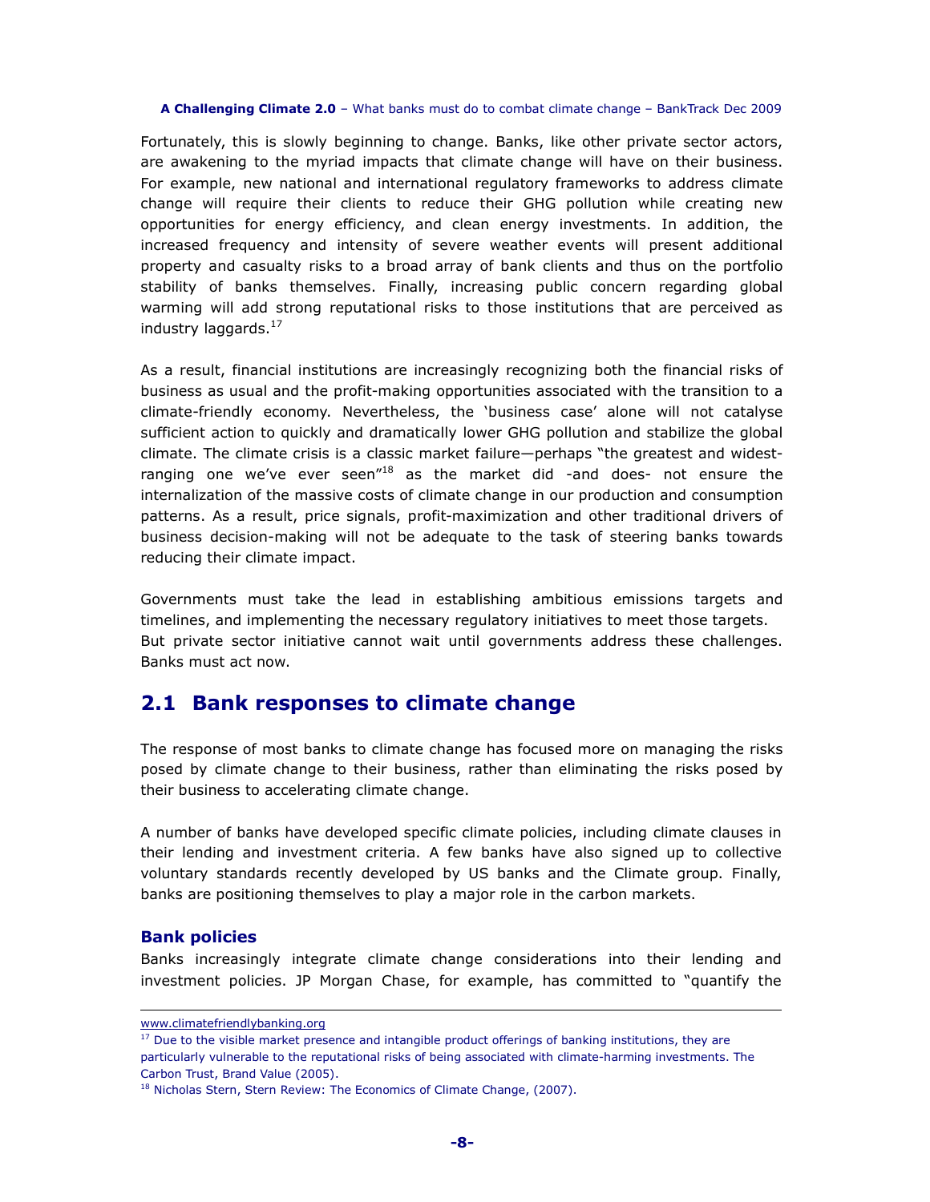Fortunately, this is slowly beginning to change. Banks, like other private sector actors, are awakening to the myriad impacts that climate change will have on their business. For example, new national and international regulatory frameworks to address climate change will require their clients to reduce their GHG pollution while creating new opportunities for energy efficiency, and clean energy investments. In addition, the increased frequency and intensity of severe weather events will present additional property and casualty risks to a broad array of bank clients and thus on the portfolio stability of banks themselves. Finally, increasing public concern regarding global warming will add strong reputational risks to those institutions that are perceived as industry laggards.[17]

As a result, financial institutions are increasingly recognizing both the financial risks of business as usual and the profit-making opportunities associated with the transition to a climate-friendly economy. Nevertheless, the 'business case' alone will not catalyse sufficient action to quickly and dramatically lower GHG pollution and stabilize the global climate. The climate crisis is a classic market failure—perhaps "the greatest and widest-ranging one we've ever seen"[18] as the market did -and does- not ensure the internalization of the massive costs of climate change in our production and consumption patterns. As a result, price signals, profit-maximization and other traditional drivers of business decision-making will not be adequate to the task of steering banks towards reducing their climate impact.

Governments must take the lead in establishing ambitious emissions targets and timelines, and implementing the necessary regulatory initiatives to meet those targets. But private sector initiative cannot wait until governments address these challenges. Banks must act now.

## 2.1 Bank responses to climate change

The response of most banks to climate change has focused more on managing the risks posed by climate change to their business, rather than eliminating the risks posed by their business to accelerating climate change.

A number of banks have developed specific climate policies, including climate clauses in their lending and investment criteria. A few banks have also signed up to collective voluntary standards recently developed by US banks and the Climate group. Finally, banks are positioning themselves to play a major role in the carbon markets.

### Bank policies

Banks increasingly integrate climate change considerations into their lending and investment policies. JP Morgan Chase, for example, has committed to "quantify the

---

www.climatefriendlybanking.org

[17] Due to the visible market presence and intangible product offerings of banking institutions, they are particularly vulnerable to the reputational risks of being associated with climate-harming investments. The Carbon Trust, Brand Value (2005).

[18] Nicholas Stern, Stern Review: The Economics of Climate Change, (2007).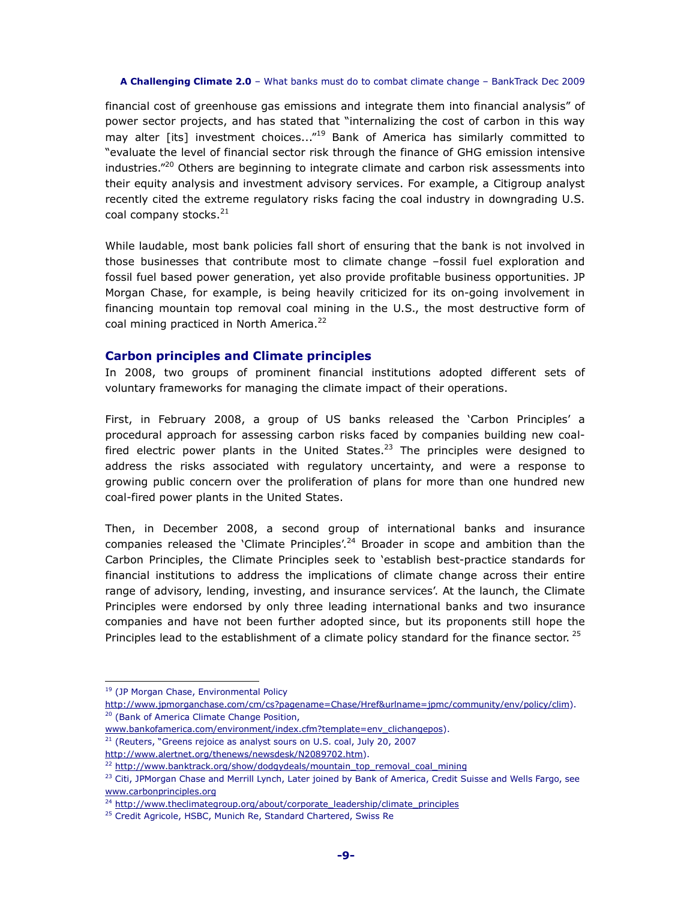financial cost of greenhouse gas emissions and integrate them into financial analysis" of power sector projects, and has stated that "internalizing the cost of carbon in this way may alter [its] investment choices..."[19] Bank of America has similarly committed to "evaluate the level of financial sector risk through the finance of GHG emission intensive industries."[20] Others are beginning to integrate climate and carbon risk assessments into their equity analysis and investment advisory services. For example, a Citigroup analyst recently cited the extreme regulatory risks facing the coal industry in downgrading U.S. coal company stocks.[21]

While laudable, most bank policies fall short of ensuring that the bank is not involved in those businesses that contribute most to climate change –fossil fuel exploration and fossil fuel based power generation, yet also provide profitable business opportunities. JP Morgan Chase, for example, is being heavily criticized for its on-going involvement in financing mountain top removal coal mining in the U.S., the most destructive form of coal mining practiced in North America.[22]

### Carbon principles and Climate principles

In 2008, two groups of prominent financial institutions adopted different sets of voluntary frameworks for managing the climate impact of their operations.

First, in February 2008, a group of US banks released the 'Carbon Principles' a procedural approach for assessing carbon risks faced by companies building new coal-fired electric power plants in the United States.[23] The principles were designed to address the risks associated with regulatory uncertainty, and were a response to growing public concern over the proliferation of plans for more than one hundred new coal-fired power plants in the United States.

Then, in December 2008, a second group of international banks and insurance companies released the 'Climate Principles'.[24] Broader in scope and ambition than the Carbon Principles, the Climate Principles seek to 'establish best-practice standards for financial institutions to address the implications of climate change across their entire range of advisory, lending, investing, and insurance services'. At the launch, the Climate Principles were endorsed by only three leading international banks and two insurance companies and have not been further adopted since, but its proponents still hope the Principles lead to the establishment of a climate policy standard for the finance sector. [25]

---

[19] (JP Morgan Chase, Environmental Policy http://www.jpmorganchase.com/cm/cs?pagename=Chase/Href&urlname=jpmc/community/env/policy/clim).

[20] (Bank of America Climate Change Position, www.bankofamerica.com/environment/index.cfm?template=env_clichangepos).

[21] (Reuters, "Greens rejoice as analyst sours on U.S. coal, July 20, 2007 http://www.alertnet.org/thenews/newsdesk/N2089702.htm).

[22] http://www.banktrack.org/show/dodgydeals/mountain_top_removal_coal_mining

[23] Citi, JPMorgan Chase and Merrill Lynch, Later joined by Bank of America, Credit Suisse and Wells Fargo, see www.carbonprinciples.org

[24] http://www.theclimategroup.org/about/corporate_leadership/climate_principles

[25] Credit Agricole, HSBC, Munich Re, Standard Chartered, Swiss Re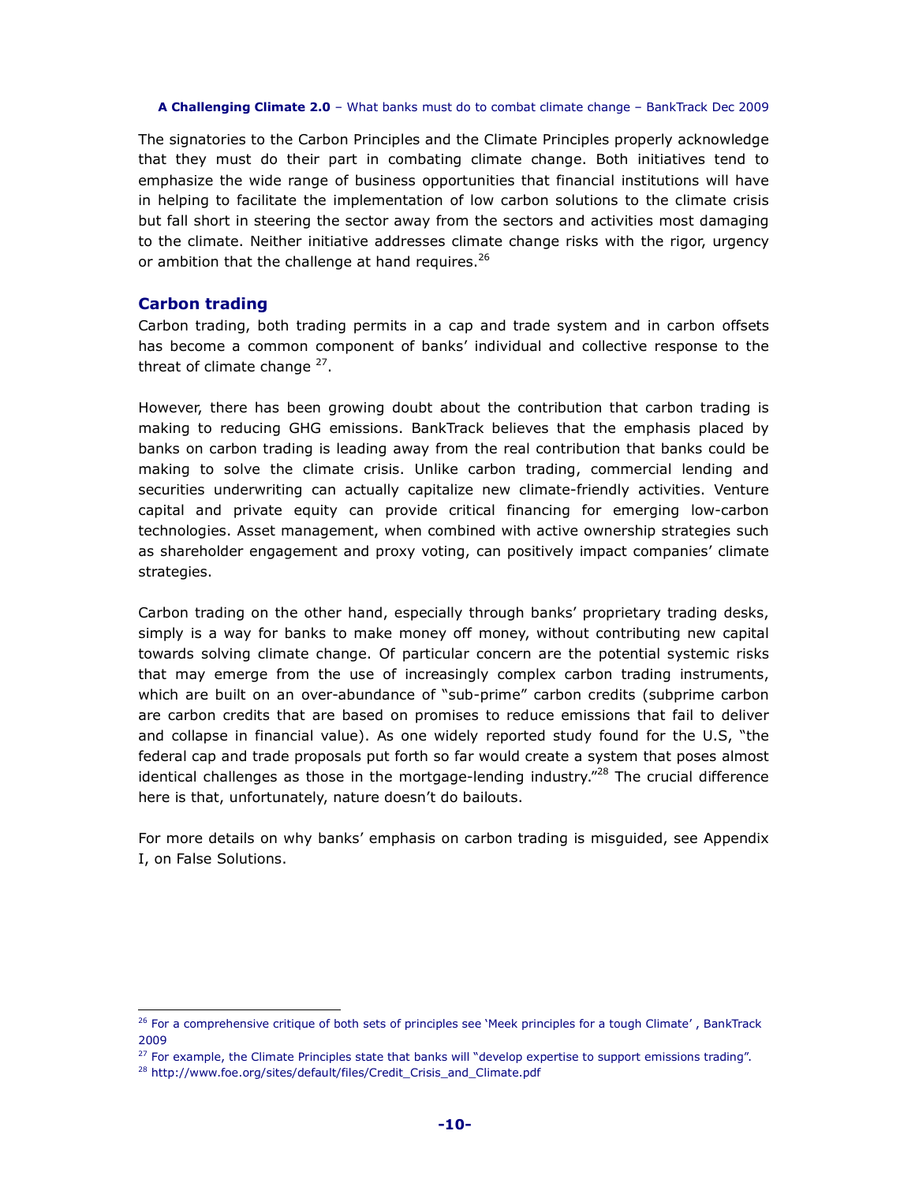The signatories to the Carbon Principles and the Climate Principles properly acknowledge that they must do their part in combating climate change. Both initiatives tend to emphasize the wide range of business opportunities that financial institutions will have in helping to facilitate the implementation of low carbon solutions to the climate crisis but fall short in steering the sector away from the sectors and activities most damaging to the climate. Neither initiative addresses climate change risks with the rigor, urgency or ambition that the challenge at hand requires.[26]

## Carbon trading

Carbon trading, both trading permits in a cap and trade system and in carbon offsets has become a common component of banks' individual and collective response to the threat of climate change [27].

However, there has been growing doubt about the contribution that carbon trading is making to reducing GHG emissions. BankTrack believes that the emphasis placed by banks on carbon trading is leading away from the real contribution that banks could be making to solve the climate crisis. Unlike carbon trading, commercial lending and securities underwriting can actually capitalize new climate-friendly activities. Venture capital and private equity can provide critical financing for emerging low-carbon technologies. Asset management, when combined with active ownership strategies such as shareholder engagement and proxy voting, can positively impact companies' climate strategies.

Carbon trading on the other hand, especially through banks' proprietary trading desks, simply is a way for banks to make money off money, without contributing new capital towards solving climate change. Of particular concern are the potential systemic risks that may emerge from the use of increasingly complex carbon trading instruments, which are built on an over-abundance of "sub-prime" carbon credits (subprime carbon are carbon credits that are based on promises to reduce emissions that fail to deliver and collapse in financial value). As one widely reported study found for the U.S, "the federal cap and trade proposals put forth so far would create a system that poses almost identical challenges as those in the mortgage-lending industry."[28] The crucial difference here is that, unfortunately, nature doesn't do bailouts.

For more details on why banks' emphasis on carbon trading is misguided, see Appendix I, on False Solutions.

---

[26] For a comprehensive critique of both sets of principles see 'Meek principles for a tough Climate' , BankTrack 2009

[27] For example, the Climate Principles state that banks will "develop expertise to support emissions trading".

[28] http://www.foe.org/sites/default/files/Credit_Crisis_and_Climate.pdf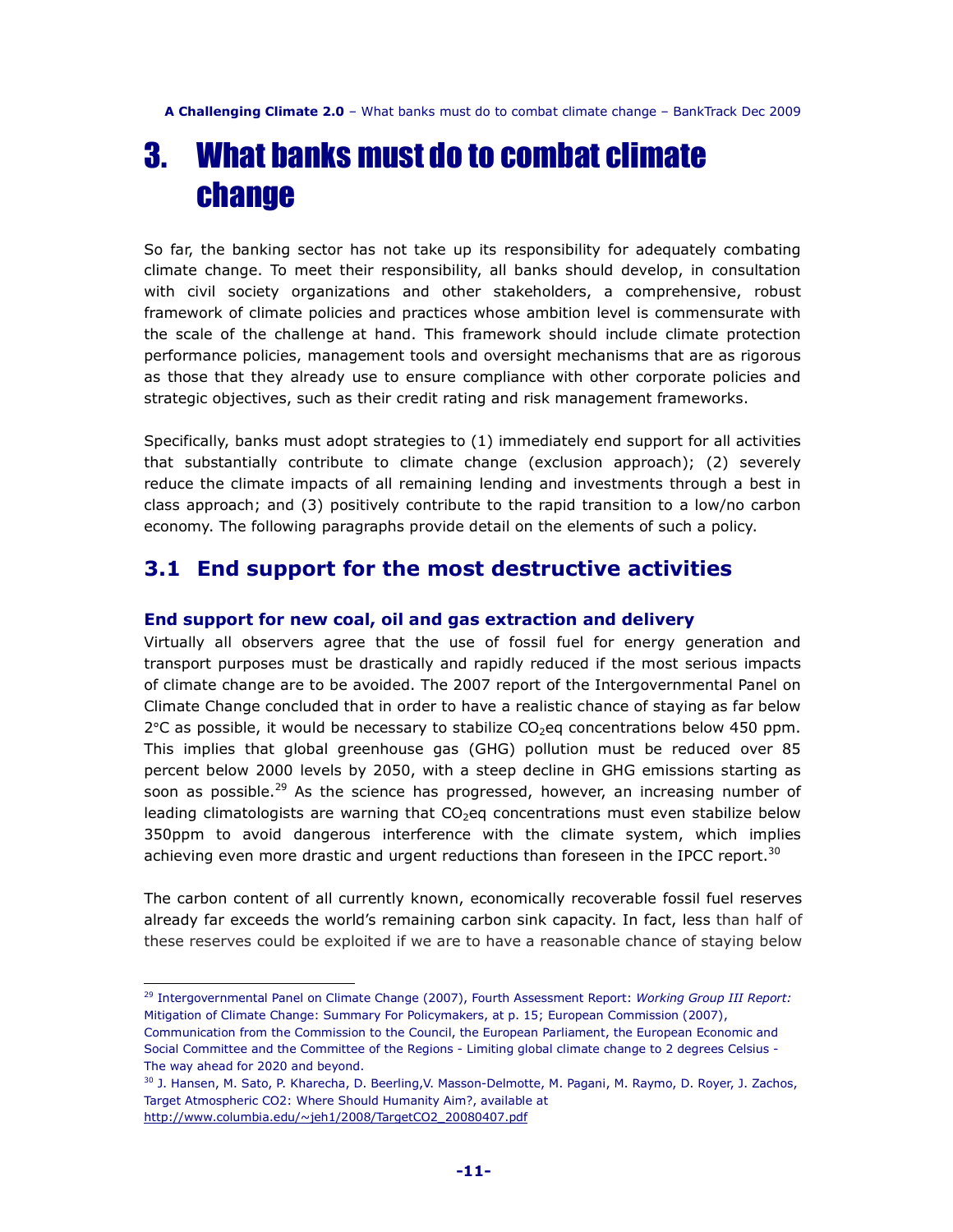// Heading levels: # for the chapter title, ## for 3.1, ### for the bold subheading.
// Typos are kept as printed ("has not take up", "which implies achieving").
// Superscript footnote markers become [29] and [30]; CO₂ is written as LaTeX $CO_2$.

# 3. What banks must do to combat climate change

So far, the banking sector has not take up its responsibility for adequately combating climate change. To meet their responsibility, all banks should develop, in consultation with civil society organizations and other stakeholders, a comprehensive, robust framework of climate policies and practices whose ambition level is commensurate with the scale of the challenge at hand. This framework should include climate protection performance policies, management tools and oversight mechanisms that are as rigorous as those that they already use to ensure compliance with other corporate policies and strategic objectives, such as their credit rating and risk management frameworks.

Specifically, banks must adopt strategies to (1) immediately end support for all activities that substantially contribute to climate change (exclusion approach); (2) severely reduce the climate impacts of all remaining lending and investments through a best in class approach; and (3) positively contribute to the rapid transition to a low/no carbon economy. The following paragraphs provide detail on the elements of such a policy.

## 3.1 End support for the most destructive activities

### End support for new coal, oil and gas extraction and delivery

Virtually all observers agree that the use of fossil fuel for energy generation and transport purposes must be drastically and rapidly reduced if the most serious impacts of climate change are to be avoided. The 2007 report of the Intergovernmental Panel on Climate Change concluded that in order to have a realistic chance of staying as far below 2°C as possible, it would be necessary to stabilize $CO_2$eq concentrations below 450 ppm. This implies that global greenhouse gas (GHG) pollution must be reduced over 85 percent below 2000 levels by 2050, with a steep decline in GHG emissions starting as soon as possible.[29] As the science has progressed, however, an increasing number of leading climatologists are warning that $CO_2$eq concentrations must even stabilize below 350ppm to avoid dangerous interference with the climate system, which implies achieving even more drastic and urgent reductions than foreseen in the IPCC report.[30]

The carbon content of all currently known, economically recoverable fossil fuel reserves already far exceeds the world's remaining carbon sink capacity. In fact, less than half of these reserves could be exploited if we are to have a reasonable chance of staying below

---

[29] Intergovernmental Panel on Climate Change (2007), Fourth Assessment Report: *Working Group III Report:* Mitigation of Climate Change: Summary For Policymakers, at p. 15; European Commission (2007), Communication from the Commission to the Council, the European Parliament, the European Economic and Social Committee and the Committee of the Regions - Limiting global climate change to 2 degrees Celsius - The way ahead for 2020 and beyond.

[30] J. Hansen, M. Sato, P. Kharecha, D. Beerling,V. Masson-Delmotte, M. Pagani, M. Raymo, D. Royer, J. Zachos, Target Atmospheric CO2: Where Should Humanity Aim?, available at http://www.columbia.edu/~jeh1/2008/TargetCO2_20080407.pdf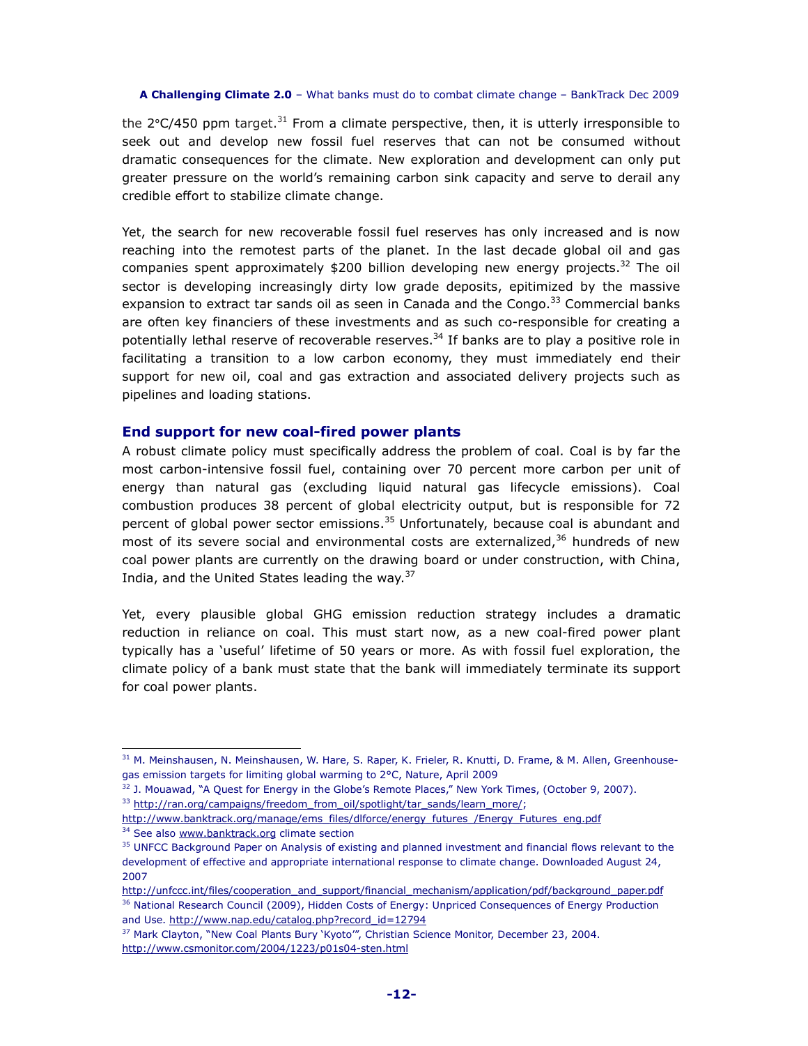the 2°C/450 ppm target.[31] From a climate perspective, then, it is utterly irresponsible to seek out and develop new fossil fuel reserves that can not be consumed without dramatic consequences for the climate. New exploration and development can only put greater pressure on the world's remaining carbon sink capacity and serve to derail any credible effort to stabilize climate change.

Yet, the search for new recoverable fossil fuel reserves has only increased and is now reaching into the remotest parts of the planet. In the last decade global oil and gas companies spent approximately $200 billion developing new energy projects.[32] The oil sector is developing increasingly dirty low grade deposits, epitimized by the massive expansion to extract tar sands oil as seen in Canada and the Congo.[33] Commercial banks are often key financiers of these investments and as such co-responsible for creating a potentially lethal reserve of recoverable reserves.[34] If banks are to play a positive role in facilitating a transition to a low carbon economy, they must immediately end their support for new oil, coal and gas extraction and associated delivery projects such as pipelines and loading stations.

### End support for new coal-fired power plants

A robust climate policy must specifically address the problem of coal. Coal is by far the most carbon-intensive fossil fuel, containing over 70 percent more carbon per unit of energy than natural gas (excluding liquid natural gas lifecycle emissions). Coal combustion produces 38 percent of global electricity output, but is responsible for 72 percent of global power sector emissions.[35] Unfortunately, because coal is abundant and most of its severe social and environmental costs are externalized,[36] hundreds of new coal power plants are currently on the drawing board or under construction, with China, India, and the United States leading the way.[37]

Yet, every plausible global GHG emission reduction strategy includes a dramatic reduction in reliance on coal. This must start now, as a new coal-fired power plant typically has a 'useful' lifetime of 50 years or more. As with fossil fuel exploration, the climate policy of a bank must state that the bank will immediately terminate its support for coal power plants.

---

[31] M. Meinshausen, N. Meinshausen, W. Hare, S. Raper, K. Frieler, R. Knutti, D. Frame, & M. Allen, Greenhouse-gas emission targets for limiting global warming to 2°C, Nature, April 2009

[32] J. Mouawad, "A Quest for Energy in the Globe's Remote Places," New York Times, (October 9, 2007).

[33] http://ran.org/campaigns/freedom_from_oil/spotlight/tar_sands/learn_more/; http://www.banktrack.org/manage/ems_files/dlforce/energy_futures_/Energy_Futures_eng.pdf

[34] See also www.banktrack.org climate section

[35] UNFCC Background Paper on Analysis of existing and planned investment and financial flows relevant to the development of effective and appropriate international response to climate change. Downloaded August 24, 2007 http://unfccc.int/files/cooperation_and_support/financial_mechanism/application/pdf/background_paper.pdf

[36] National Research Council (2009), Hidden Costs of Energy: Unpriced Consequences of Energy Production and Use. http://www.nap.edu/catalog.php?record_id=12794

[37] Mark Clayton, "New Coal Plants Bury 'Kyoto'", Christian Science Monitor, December 23, 2004. http://www.csmonitor.com/2004/1223/p01s04-sten.html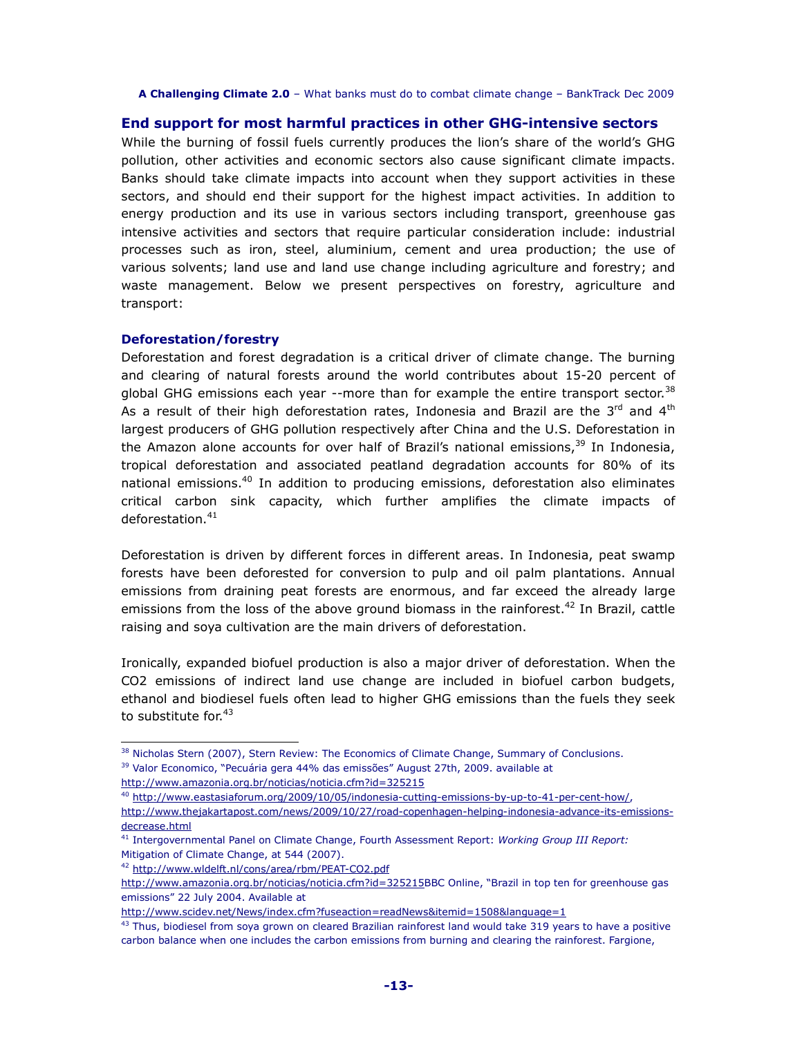## End support for most harmful practices in other GHG-intensive sectors

While the burning of fossil fuels currently produces the lion's share of the world's GHG pollution, other activities and economic sectors also cause significant climate impacts. Banks should take climate impacts into account when they support activities in these sectors, and should end their support for the highest impact activities. In addition to energy production and its use in various sectors including transport, greenhouse gas intensive activities and sectors that require particular consideration include: industrial processes such as iron, steel, aluminium, cement and urea production; the use of various solvents; land use and land use change including agriculture and forestry; and waste management. Below we present perspectives on forestry, agriculture and transport:

### Deforestation/forestry

Deforestation and forest degradation is a critical driver of climate change. The burning and clearing of natural forests around the world contributes about 15-20 percent of global GHG emissions each year --more than for example the entire transport sector.[38] As a result of their high deforestation rates, Indonesia and Brazil are the 3rd and 4th largest producers of GHG pollution respectively after China and the U.S. Deforestation in the Amazon alone accounts for over half of Brazil's national emissions,[39] In Indonesia, tropical deforestation and associated peatland degradation accounts for 80% of its national emissions.[40] In addition to producing emissions, deforestation also eliminates critical carbon sink capacity, which further amplifies the climate impacts of deforestation.[41]

Deforestation is driven by different forces in different areas. In Indonesia, peat swamp forests have been deforested for conversion to pulp and oil palm plantations. Annual emissions from draining peat forests are enormous, and far exceed the already large emissions from the loss of the above ground biomass in the rainforest.[42] In Brazil, cattle raising and soya cultivation are the main drivers of deforestation.

Ironically, expanded biofuel production is also a major driver of deforestation. When the $CO_2$ emissions of indirect land use change are included in biofuel carbon budgets, ethanol and biodiesel fuels often lead to higher GHG emissions than the fuels they seek to substitute for.[43]

---

[38] Nicholas Stern (2007), Stern Review: The Economics of Climate Change, Summary of Conclusions.

[39] Valor Economico, "Pecuária gera 44% das emissões" August 27th, 2009. available at http://www.amazonia.org.br/noticias/noticia.cfm?id=325215

[40] http://www.eastasiaforum.org/2009/10/05/indonesia-cutting-emissions-by-up-to-41-per-cent-how/, http://www.thejakartapost.com/news/2009/10/27/road-copenhagen-helping-indonesia-advance-its-emissions-decrease.html

[41] Intergovernmental Panel on Climate Change, Fourth Assessment Report: *Working Group III Report:* Mitigation of Climate Change, at 544 (2007).

[42] http://www.wldelft.nl/cons/area/rbm/PEAT-CO2.pdf
http://www.amazonia.org.br/noticias/noticia.cfm?id=325215BBC Online, "Brazil in top ten for greenhouse gas emissions" 22 July 2004. Available at
http://www.scidev.net/News/index.cfm?fuseaction=readNews&itemid=1508&language=1

[43] Thus, biodiesel from soya grown on cleared Brazilian rainforest land would take 319 years to have a positive carbon balance when one includes the carbon emissions from burning and clearing the rainforest. Fargione,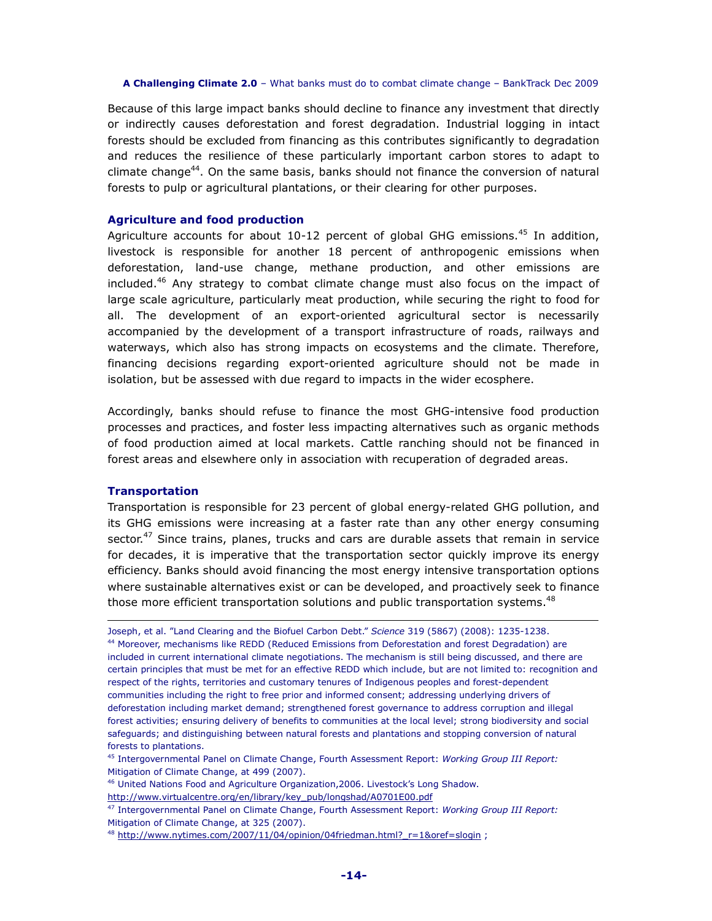Because of this large impact banks should decline to finance any investment that directly or indirectly causes deforestation and forest degradation. Industrial logging in intact forests should be excluded from financing as this contributes significantly to degradation and reduces the resilience of these particularly important carbon stores to adapt to climate change[44]. On the same basis, banks should not finance the conversion of natural forests to pulp or agricultural plantations, or their clearing for other purposes.

### Agriculture and food production

Agriculture accounts for about 10-12 percent of global GHG emissions.[45] In addition, livestock is responsible for another 18 percent of anthropogenic emissions when deforestation, land-use change, methane production, and other emissions are included.[46] Any strategy to combat climate change must also focus on the impact of large scale agriculture, particularly meat production, while securing the right to food for all. The development of an export-oriented agricultural sector is necessarily accompanied by the development of a transport infrastructure of roads, railways and waterways, which also has strong impacts on ecosystems and the climate. Therefore, financing decisions regarding export-oriented agriculture should not be made in isolation, but be assessed with due regard to impacts in the wider ecosphere.

Accordingly, banks should refuse to finance the most GHG-intensive food production processes and practices, and foster less impacting alternatives such as organic methods of food production aimed at local markets. Cattle ranching should not be financed in forest areas and elsewhere only in association with recuperation of degraded areas.

### Transportation

Transportation is responsible for 23 percent of global energy-related GHG pollution, and its GHG emissions were increasing at a faster rate than any other energy consuming sector.[47] Since trains, planes, trucks and cars are durable assets that remain in service for decades, it is imperative that the transportation sector quickly improve its energy efficiency. Banks should avoid financing the most energy intensive transportation options where sustainable alternatives exist or can be developed, and proactively seek to finance those more efficient transportation solutions and public transportation systems.[48]

---

Joseph, et al. "Land Clearing and the Biofuel Carbon Debt." *Science* 319 (5867) (2008): 1235-1238.

[44] Moreover, mechanisms like REDD (Reduced Emissions from Deforestation and forest Degradation) are included in current international climate negotiations. The mechanism is still being discussed, and there are certain principles that must be met for an effective REDD which include, but are not limited to: recognition and respect of the rights, territories and customary tenures of Indigenous peoples and forest-dependent communities including the right to free prior and informed consent; addressing underlying drivers of deforestation including market demand; strengthened forest governance to address corruption and illegal forest activities; ensuring delivery of benefits to communities at the local level; strong biodiversity and social safeguards; and distinguishing between natural forests and plantations and stopping conversion of natural forests to plantations.

[45] Intergovernmental Panel on Climate Change, Fourth Assessment Report: *Working Group III Report:* Mitigation of Climate Change, at 499 (2007).

[46] United Nations Food and Agriculture Organization,2006. Livestock's Long Shadow. http://www.virtualcentre.org/en/library/key_pub/longshad/A0701E00.pdf

[47] Intergovernmental Panel on Climate Change, Fourth Assessment Report: *Working Group III Report:* Mitigation of Climate Change, at 325 (2007).

[48] http://www.nytimes.com/2007/11/04/opinion/04friedman.html?_r=1&oref=slogin ;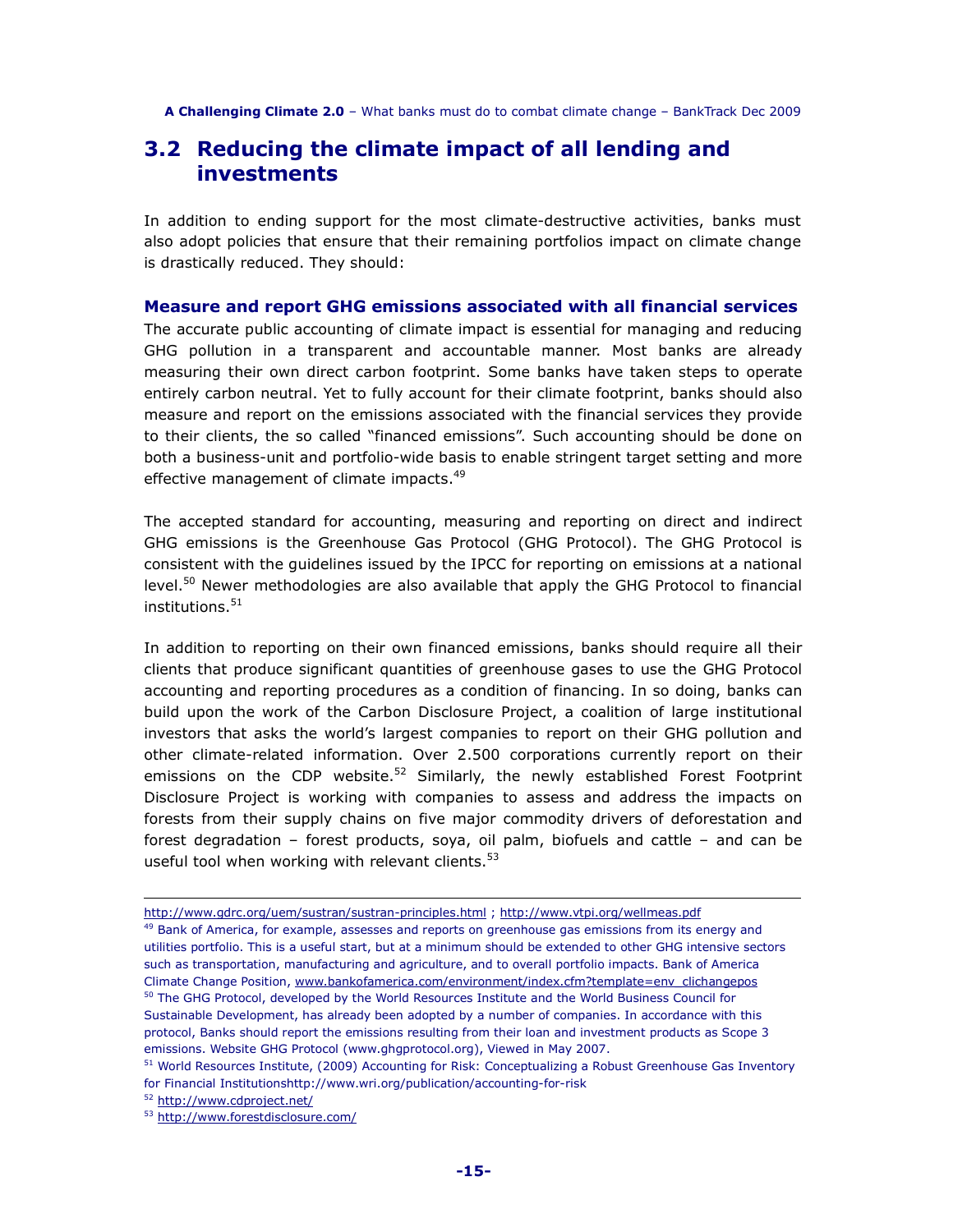## 3.2 Reducing the climate impact of all lending and investments

In addition to ending support for the most climate-destructive activities, banks must also adopt policies that ensure that their remaining portfolios impact on climate change is drastically reduced. They should:

### Measure and report GHG emissions associated with all financial services

The accurate public accounting of climate impact is essential for managing and reducing GHG pollution in a transparent and accountable manner. Most banks are already measuring their own direct carbon footprint. Some banks have taken steps to operate entirely carbon neutral. Yet to fully account for their climate footprint, banks should also measure and report on the emissions associated with the financial services they provide to their clients, the so called "financed emissions". Such accounting should be done on both a business-unit and portfolio-wide basis to enable stringent target setting and more effective management of climate impacts.[49]

The accepted standard for accounting, measuring and reporting on direct and indirect GHG emissions is the Greenhouse Gas Protocol (GHG Protocol). The GHG Protocol is consistent with the guidelines issued by the IPCC for reporting on emissions at a national level.[50] Newer methodologies are also available that apply the GHG Protocol to financial institutions.[51]

In addition to reporting on their own financed emissions, banks should require all their clients that produce significant quantities of greenhouse gases to use the GHG Protocol accounting and reporting procedures as a condition of financing. In so doing, banks can build upon the work of the Carbon Disclosure Project, a coalition of large institutional investors that asks the world's largest companies to report on their GHG pollution and other climate-related information. Over 2.500 corporations currently report on their emissions on the CDP website.[52] Similarly, the newly established Forest Footprint Disclosure Project is working with companies to assess and address the impacts on forests from their supply chains on five major commodity drivers of deforestation and forest degradation – forest products, soya, oil palm, biofuels and cattle – and can be useful tool when working with relevant clients.[53]

---

http://www.gdrc.org/uem/sustran/sustran-principles.html ; http://www.vtpi.org/wellmeas.pdf

[49] Bank of America, for example, assesses and reports on greenhouse gas emissions from its energy and utilities portfolio. This is a useful start, but at a minimum should be extended to other GHG intensive sectors such as transportation, manufacturing and agriculture, and to overall portfolio impacts. Bank of America Climate Change Position, www.bankofamerica.com/environment/index.cfm?template=env_clichangepos

[50] The GHG Protocol, developed by the World Resources Institute and the World Business Council for Sustainable Development, has already been adopted by a number of companies. In accordance with this protocol, Banks should report the emissions resulting from their loan and investment products as Scope 3 emissions. Website GHG Protocol (www.ghgprotocol.org), Viewed in May 2007.

[51] World Resources Institute, (2009) Accounting for Risk: Conceptualizing a Robust Greenhouse Gas Inventory for Financial Institutionshttp://www.wri.org/publication/accounting-for-risk

[52] http://www.cdproject.net/

[53] http://www.forestdisclosure.com/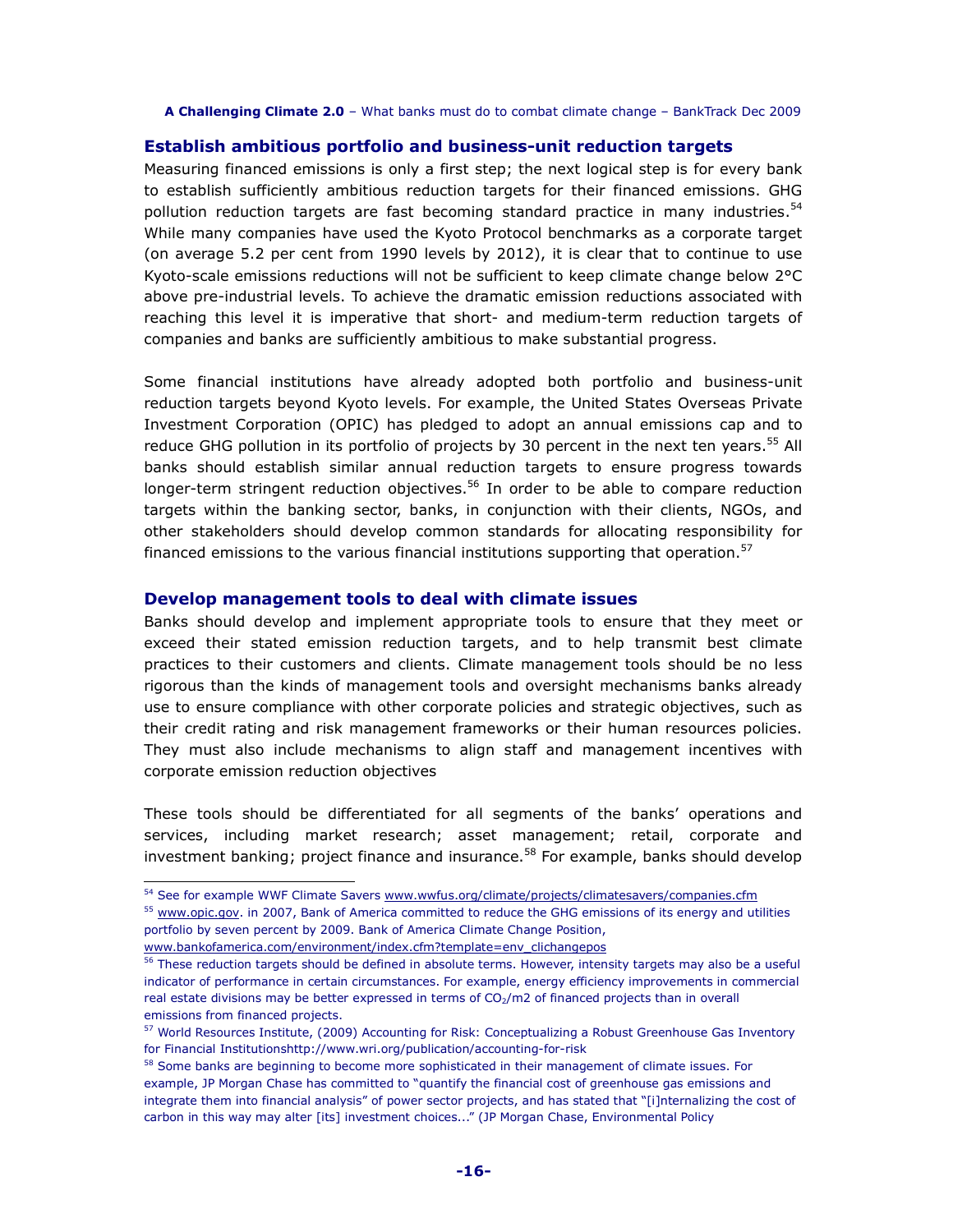## Establish ambitious portfolio and business-unit reduction targets

Measuring financed emissions is only a first step; the next logical step is for every bank to establish sufficiently ambitious reduction targets for their financed emissions. GHG pollution reduction targets are fast becoming standard practice in many industries.[54] While many companies have used the Kyoto Protocol benchmarks as a corporate target (on average 5.2 per cent from 1990 levels by 2012), it is clear that to continue to use Kyoto-scale emissions reductions will not be sufficient to keep climate change below 2°C above pre-industrial levels. To achieve the dramatic emission reductions associated with reaching this level it is imperative that short- and medium-term reduction targets of companies and banks are sufficiently ambitious to make substantial progress.

Some financial institutions have already adopted both portfolio and business-unit reduction targets beyond Kyoto levels. For example, the United States Overseas Private Investment Corporation (OPIC) has pledged to adopt an annual emissions cap and to reduce GHG pollution in its portfolio of projects by 30 percent in the next ten years.[55] All banks should establish similar annual reduction targets to ensure progress towards longer-term stringent reduction objectives.[56] In order to be able to compare reduction targets within the banking sector, banks, in conjunction with their clients, NGOs, and other stakeholders should develop common standards for allocating responsibility for financed emissions to the various financial institutions supporting that operation.[57]

## Develop management tools to deal with climate issues

Banks should develop and implement appropriate tools to ensure that they meet or exceed their stated emission reduction targets, and to help transmit best climate practices to their customers and clients. Climate management tools should be no less rigorous than the kinds of management tools and oversight mechanisms banks already use to ensure compliance with other corporate policies and strategic objectives, such as their credit rating and risk management frameworks or their human resources policies. They must also include mechanisms to align staff and management incentives with corporate emission reduction objectives

These tools should be differentiated for all segments of the banks' operations and services, including market research; asset management; retail, corporate and investment banking; project finance and insurance.[58] For example, banks should develop

---

[54] See for example WWF Climate Savers www.wwfus.org/climate/projects/climatesavers/companies.cfm

[55] www.opic.gov. in 2007, Bank of America committed to reduce the GHG emissions of its energy and utilities portfolio by seven percent by 2009. Bank of America Climate Change Position, www.bankofamerica.com/environment/index.cfm?template=env_clichangepos

[56] These reduction targets should be defined in absolute terms. However, intensity targets may also be a useful indicator of performance in certain circumstances. For example, energy efficiency improvements in commercial real estate divisions may be better expressed in terms of $CO_2$/m2 of financed projects than in overall emissions from financed projects.

[57] World Resources Institute, (2009) Accounting for Risk: Conceptualizing a Robust Greenhouse Gas Inventory for Financial Institutionshttp://www.wri.org/publication/accounting-for-risk

[58] Some banks are beginning to become more sophisticated in their management of climate issues. For example, JP Morgan Chase has committed to "quantify the financial cost of greenhouse gas emissions and integrate them into financial analysis" of power sector projects, and has stated that "[i]nternalizing the cost of carbon in this way may alter [its] investment choices..." (JP Morgan Chase, Environmental Policy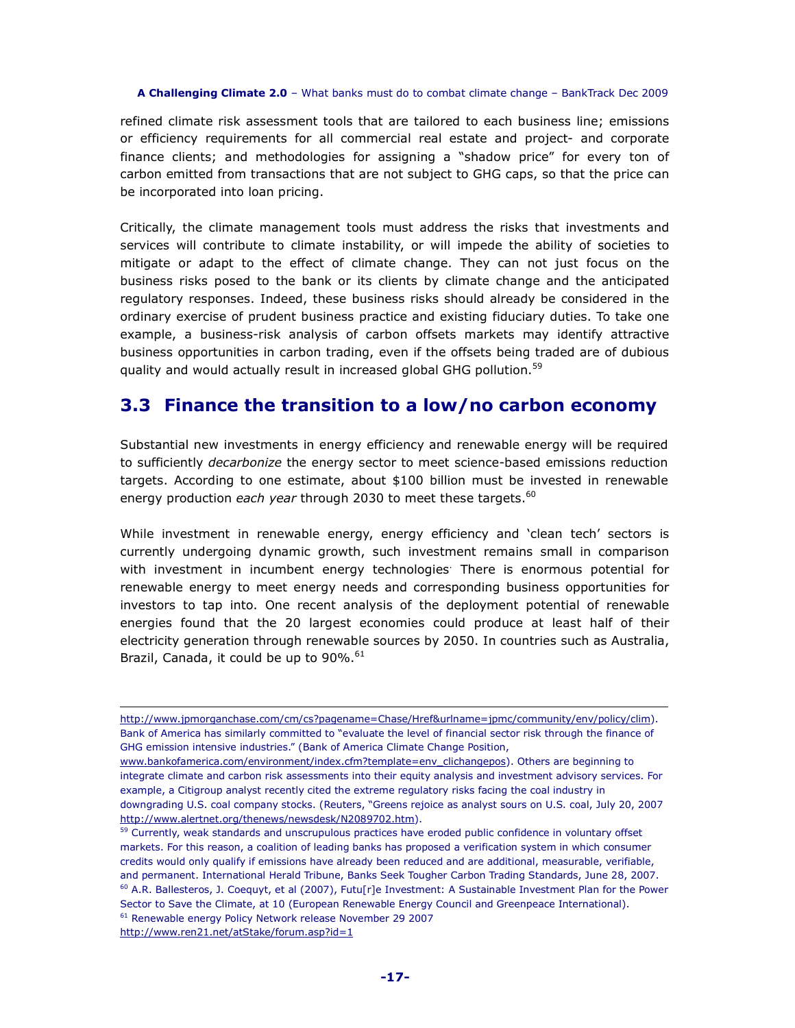refined climate risk assessment tools that are tailored to each business line; emissions or efficiency requirements for all commercial real estate and project- and corporate finance clients; and methodologies for assigning a "shadow price" for every ton of carbon emitted from transactions that are not subject to GHG caps, so that the price can be incorporated into loan pricing.

Critically, the climate management tools must address the risks that investments and services will contribute to climate instability, or will impede the ability of societies to mitigate or adapt to the effect of climate change. They can not just focus on the business risks posed to the bank or its clients by climate change and the anticipated regulatory responses. Indeed, these business risks should already be considered in the ordinary exercise of prudent business practice and existing fiduciary duties. To take one example, a business-risk analysis of carbon offsets markets may identify attractive business opportunities in carbon trading, even if the offsets being traded are of dubious quality and would actually result in increased global GHG pollution.[59]

## 3.3 Finance the transition to a low/no carbon economy

Substantial new investments in energy efficiency and renewable energy will be required to sufficiently *decarbonize* the energy sector to meet science-based emissions reduction targets. According to one estimate, about $100 billion must be invested in renewable energy production *each year* through 2030 to meet these targets.[60]

While investment in renewable energy, energy efficiency and 'clean tech' sectors is currently undergoing dynamic growth, such investment remains small in comparison with investment in incumbent energy technologies. There is enormous potential for renewable energy to meet energy needs and corresponding business opportunities for investors to tap into. One recent analysis of the deployment potential of renewable energies found that the 20 largest economies could produce at least half of their electricity generation through renewable sources by 2050. In countries such as Australia, Brazil, Canada, it could be up to 90%.[61]

---

http://www.jpmorganchase.com/cm/cs?pagename=Chase/Href&urlname=jpmc/community/env/policy/clim). Bank of America has similarly committed to "evaluate the level of financial sector risk through the finance of GHG emission intensive industries." (Bank of America Climate Change Position, www.bankofamerica.com/environment/index.cfm?template=env_clichangepos). Others are beginning to integrate climate and carbon risk assessments into their equity analysis and investment advisory services. For example, a Citigroup analyst recently cited the extreme regulatory risks facing the coal industry in downgrading U.S. coal company stocks. (Reuters, "Greens rejoice as analyst sours on U.S. coal, July 20, 2007 http://www.alertnet.org/thenews/newsdesk/N2089702.htm).

[59] Currently, weak standards and unscrupulous practices have eroded public confidence in voluntary offset markets. For this reason, a coalition of leading banks has proposed a verification system in which consumer credits would only qualify if emissions have already been reduced and are additional, measurable, verifiable, and permanent. International Herald Tribune, Banks Seek Tougher Carbon Trading Standards, June 28, 2007.

[60] A.R. Ballesteros, J. Coequyt, et al (2007), Futu[r]e Investment: A Sustainable Investment Plan for the Power Sector to Save the Climate, at 10 (European Renewable Energy Council and Greenpeace International).

[61] Renewable energy Policy Network release November 29 2007 http://www.ren21.net/atStake/forum.asp?id=1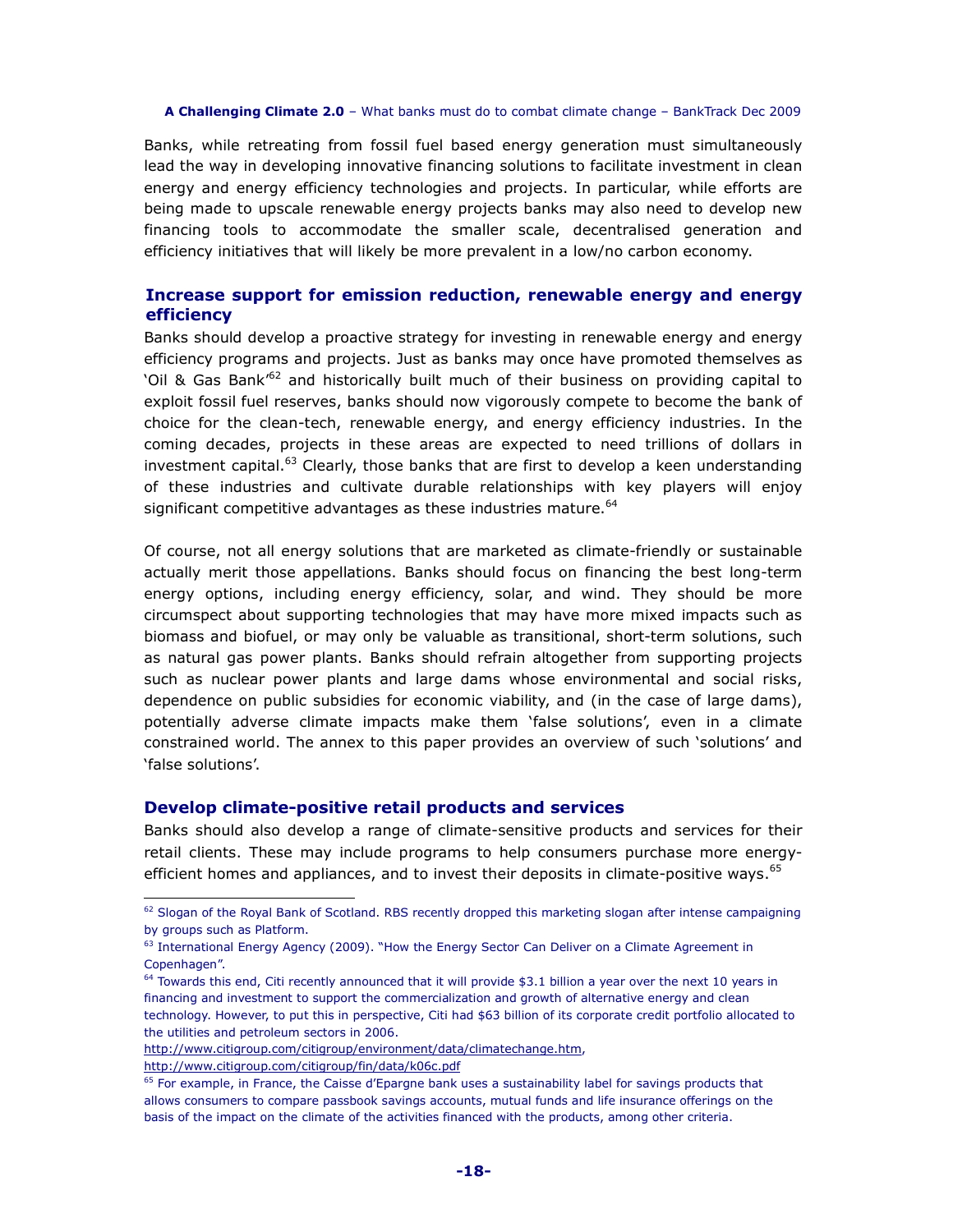Banks, while retreating from fossil fuel based energy generation must simultaneously lead the way in developing innovative financing solutions to facilitate investment in clean energy and energy efficiency technologies and projects. In particular, while efforts are being made to upscale renewable energy projects banks may also need to develop new financing tools to accommodate the smaller scale, decentralised generation and efficiency initiatives that will likely be more prevalent in a low/no carbon economy.

### Increase support for emission reduction, renewable energy and energy efficiency

Banks should develop a proactive strategy for investing in renewable energy and energy efficiency programs and projects. Just as banks may once have promoted themselves as 'Oil & Gas Bank'[62] and historically built much of their business on providing capital to exploit fossil fuel reserves, banks should now vigorously compete to become the bank of choice for the clean-tech, renewable energy, and energy efficiency industries. In the coming decades, projects in these areas are expected to need trillions of dollars in investment capital.[63] Clearly, those banks that are first to develop a keen understanding of these industries and cultivate durable relationships with key players will enjoy significant competitive advantages as these industries mature.[64]

Of course, not all energy solutions that are marketed as climate-friendly or sustainable actually merit those appellations. Banks should focus on financing the best long-term energy options, including energy efficiency, solar, and wind. They should be more circumspect about supporting technologies that may have more mixed impacts such as biomass and biofuel, or may only be valuable as transitional, short-term solutions, such as natural gas power plants. Banks should refrain altogether from supporting projects such as nuclear power plants and large dams whose environmental and social risks, dependence on public subsidies for economic viability, and (in the case of large dams), potentially adverse climate impacts make them 'false solutions', even in a climate constrained world. The annex to this paper provides an overview of such 'solutions' and 'false solutions'.

### Develop climate-positive retail products and services

Banks should also develop a range of climate-sensitive products and services for their retail clients. These may include programs to help consumers purchase more energy-efficient homes and appliances, and to invest their deposits in climate-positive ways.[65]

---

[62] Slogan of the Royal Bank of Scotland. RBS recently dropped this marketing slogan after intense campaigning by groups such as Platform.

[63] International Energy Agency (2009). "How the Energy Sector Can Deliver on a Climate Agreement in Copenhagen".

[64] Towards this end, Citi recently announced that it will provide $3.1 billion a year over the next 10 years in financing and investment to support the commercialization and growth of alternative energy and clean technology. However, to put this in perspective, Citi had $63 billion of its corporate credit portfolio allocated to the utilities and petroleum sectors in 2006.
http://www.citigroup.com/citigroup/environment/data/climatechange.htm,
http://www.citigroup.com/citigroup/fin/data/k06c.pdf

[65] For example, in France, the Caisse d'Epargne bank uses a sustainability label for savings products that allows consumers to compare passbook savings accounts, mutual funds and life insurance offerings on the basis of the impact on the climate of the activities financed with the products, among other criteria.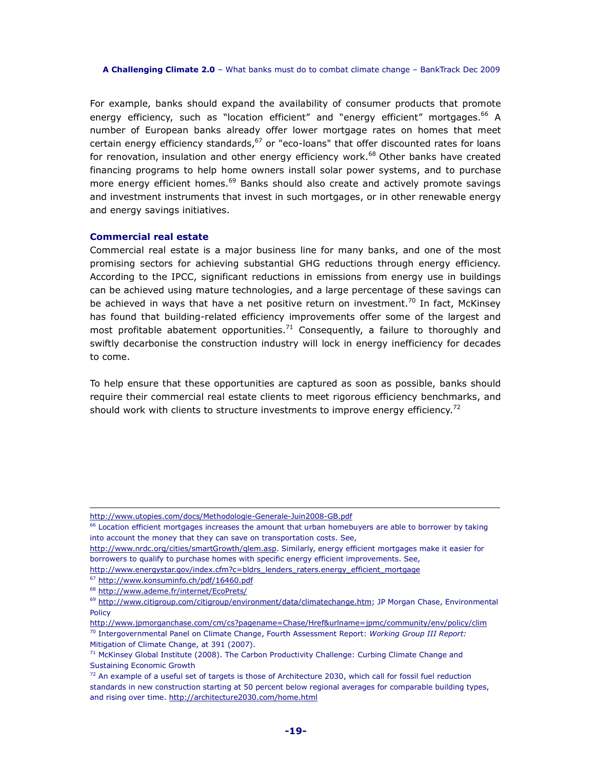For example, banks should expand the availability of consumer products that promote energy efficiency, such as "location efficient" and "energy efficient" mortgages.[66] A number of European banks already offer lower mortgage rates on homes that meet certain energy efficiency standards,[67] or "eco-loans" that offer discounted rates for loans for renovation, insulation and other energy efficiency work.[68] Other banks have created financing programs to help home owners install solar power systems, and to purchase more energy efficient homes.[69] Banks should also create and actively promote savings and investment instruments that invest in such mortgages, or in other renewable energy and energy savings initiatives.

### Commercial real estate

Commercial real estate is a major business line for many banks, and one of the most promising sectors for achieving substantial GHG reductions through energy efficiency. According to the IPCC, significant reductions in emissions from energy use in buildings can be achieved using mature technologies, and a large percentage of these savings can be achieved in ways that have a net positive return on investment.[70] In fact, McKinsey has found that building-related efficiency improvements offer some of the largest and most profitable abatement opportunities.[71] Consequently, a failure to thoroughly and swiftly decarbonise the construction industry will lock in energy inefficiency for decades to come.

To help ensure that these opportunities are captured as soon as possible, banks should require their commercial real estate clients to meet rigorous efficiency benchmarks, and should work with clients to structure investments to improve energy efficiency.[72]

---

http://www.utopies.com/docs/Methodologie-Generale-Juin2008-GB.pdf

[66] Location efficient mortgages increases the amount that urban homebuyers are able to borrower by taking into account the money that they can save on transportation costs. See, http://www.nrdc.org/cities/smartGrowth/qlem.asp. Similarly, energy efficient mortgages make it easier for borrowers to qualify to purchase homes with specific energy efficient improvements. See, http://www.energystar.gov/index.cfm?c=bldrs_lenders_raters.energy_efficient_mortgage

[67] http://www.konsuminfo.ch/pdf/16460.pdf

[68] http://www.ademe.fr/internet/EcoPrets/

[69] http://www.citigroup.com/citigroup/environment/data/climatechange.htm; JP Morgan Chase, Environmental Policy http://www.jpmorganchase.com/cm/cs?pagename=Chase/Href&urlname=jpmc/community/env/policy/clim

[70] Intergovernmental Panel on Climate Change, Fourth Assessment Report: *Working Group III Report:* Mitigation of Climate Change, at 391 (2007).

[71] McKinsey Global Institute (2008). The Carbon Productivity Challenge: Curbing Climate Change and Sustaining Economic Growth

[72] An example of a useful set of targets is those of Architecture 2030, which call for fossil fuel reduction standards in new construction starting at 50 percent below regional averages for comparable building types, and rising over time. http://architecture2030.com/home.html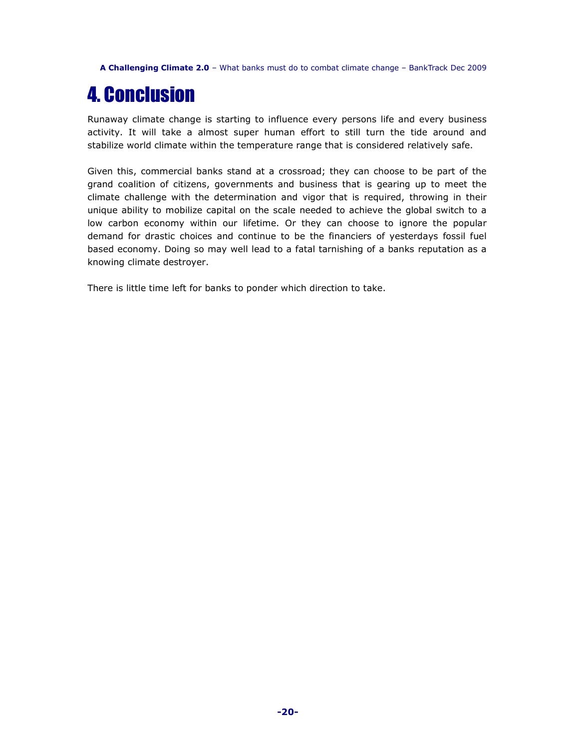# 4. Conclusion

Runaway climate change is starting to influence every persons life and every business activity. It will take a almost super human effort to still turn the tide around and stabilize world climate within the temperature range that is considered relatively safe.

Given this, commercial banks stand at a crossroad; they can choose to be part of the grand coalition of citizens, governments and business that is gearing up to meet the climate challenge with the determination and vigor that is required, throwing in their unique ability to mobilize capital on the scale needed to achieve the global switch to a low carbon economy within our lifetime. Or they can choose to ignore the popular demand for drastic choices and continue to be the financiers of yesterdays fossil fuel based economy. Doing so may well lead to a fatal tarnishing of a banks reputation as a knowing climate destroyer.

There is little time left for banks to ponder which direction to take.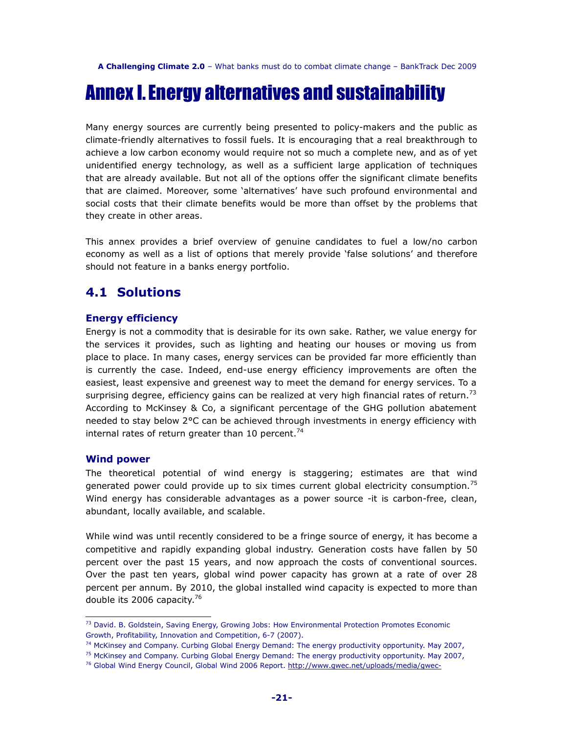# Annex I. Energy alternatives and sustainability

Many energy sources are currently being presented to policy-makers and the public as climate-friendly alternatives to fossil fuels. It is encouraging that a real breakthrough to achieve a low carbon economy would require not so much a complete new, and as of yet unidentified energy technology, as well as a sufficient large application of techniques that are already available. But not all of the options offer the significant climate benefits that are claimed. Moreover, some 'alternatives' have such profound environmental and social costs that their climate benefits would be more than offset by the problems that they create in other areas.

This annex provides a brief overview of genuine candidates to fuel a low/no carbon economy as well as a list of options that merely provide 'false solutions' and therefore should not feature in a banks energy portfolio.

## 4.1 Solutions

### Energy efficiency

Energy is not a commodity that is desirable for its own sake. Rather, we value energy for the services it provides, such as lighting and heating our houses or moving us from place to place. In many cases, energy services can be provided far more efficiently than is currently the case. Indeed, end-use energy efficiency improvements are often the easiest, least expensive and greenest way to meet the demand for energy services. To a surprising degree, efficiency gains can be realized at very high financial rates of return.[73] According to McKinsey & Co, a significant percentage of the GHG pollution abatement needed to stay below 2°C can be achieved through investments in energy efficiency with internal rates of return greater than 10 percent.[74]

### Wind power

The theoretical potential of wind energy is staggering; estimates are that wind generated power could provide up to six times current global electricity consumption.[75] Wind energy has considerable advantages as a power source -it is carbon-free, clean, abundant, locally available, and scalable.

While wind was until recently considered to be a fringe source of energy, it has become a competitive and rapidly expanding global industry. Generation costs have fallen by 50 percent over the past 15 years, and now approach the costs of conventional sources. Over the past ten years, global wind power capacity has grown at a rate of over 28 percent per annum. By 2010, the global installed wind capacity is expected to more than double its 2006 capacity.[76]

---

[73] David. B. Goldstein, Saving Energy, Growing Jobs: How Environmental Protection Promotes Economic Growth, Profitability, Innovation and Competition, 6-7 (2007).

[74] McKinsey and Company. Curbing Global Energy Demand: The energy productivity opportunity. May 2007,

[75] McKinsey and Company. Curbing Global Energy Demand: The energy productivity opportunity. May 2007,

[76] Global Wind Energy Council, Global Wind 2006 Report. http://www.gwec.net/uploads/media/gwec-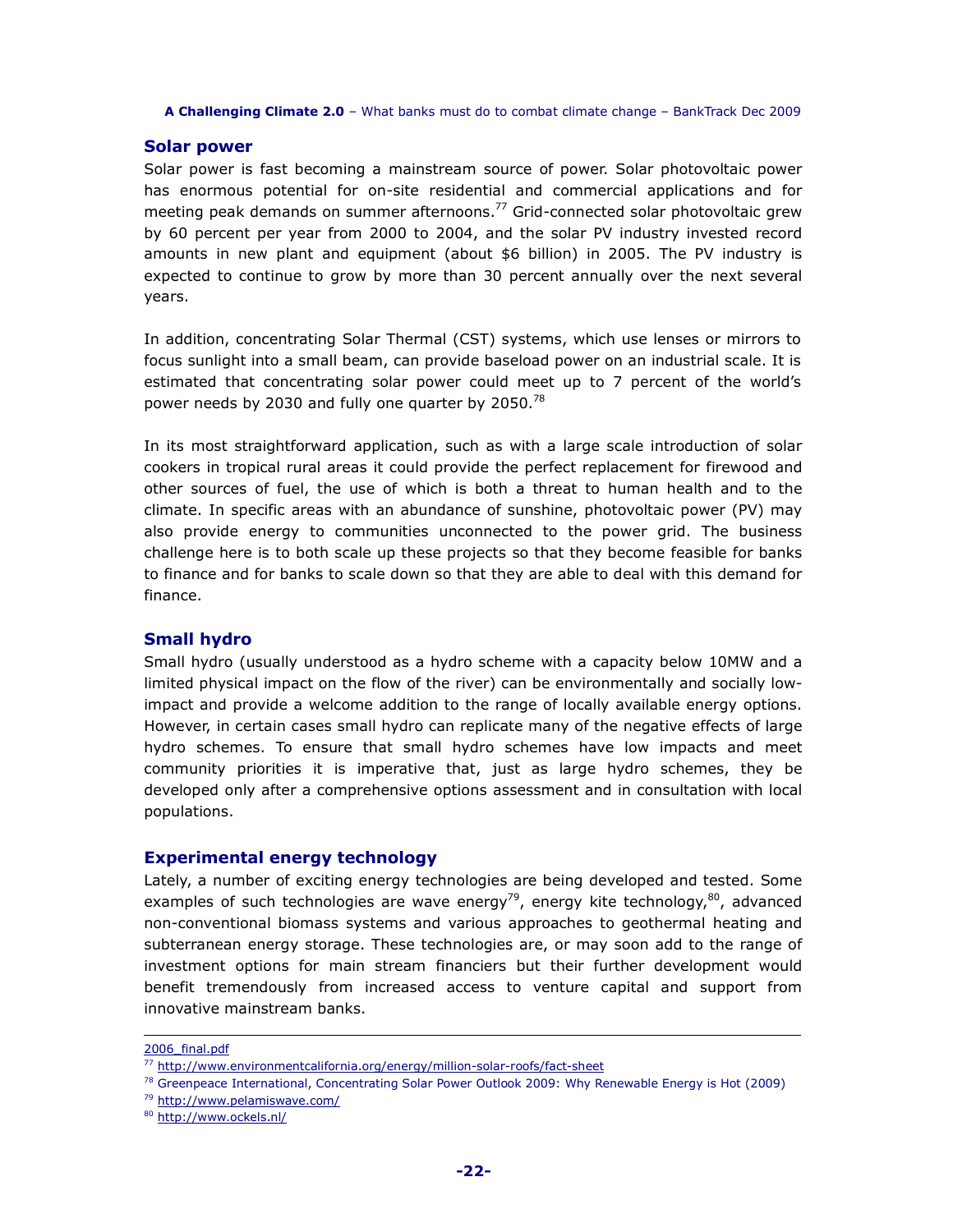## Solar power

Solar power is fast becoming a mainstream source of power. Solar photovoltaic power has enormous potential for on-site residential and commercial applications and for meeting peak demands on summer afternoons.[77] Grid-connected solar photovoltaic grew by 60 percent per year from 2000 to 2004, and the solar PV industry invested record amounts in new plant and equipment (about $6 billion) in 2005. The PV industry is expected to continue to grow by more than 30 percent annually over the next several years.

In addition, concentrating Solar Thermal (CST) systems, which use lenses or mirrors to focus sunlight into a small beam, can provide baseload power on an industrial scale. It is estimated that concentrating solar power could meet up to 7 percent of the world's power needs by 2030 and fully one quarter by 2050.[78]

In its most straightforward application, such as with a large scale introduction of solar cookers in tropical rural areas it could provide the perfect replacement for firewood and other sources of fuel, the use of which is both a threat to human health and to the climate. In specific areas with an abundance of sunshine, photovoltaic power (PV) may also provide energy to communities unconnected to the power grid. The business challenge here is to both scale up these projects so that they become feasible for banks to finance and for banks to scale down so that they are able to deal with this demand for finance.

## Small hydro

Small hydro (usually understood as a hydro scheme with a capacity below 10MW and a limited physical impact on the flow of the river) can be environmentally and socially low-impact and provide a welcome addition to the range of locally available energy options. However, in certain cases small hydro can replicate many of the negative effects of large hydro schemes. To ensure that small hydro schemes have low impacts and meet community priorities it is imperative that, just as large hydro schemes, they be developed only after a comprehensive options assessment and in consultation with local populations.

## Experimental energy technology

Lately, a number of exciting energy technologies are being developed and tested. Some examples of such technologies are wave energy[79], energy kite technology,[80], advanced non-conventional biomass systems and various approaches to geothermal heating and subterranean energy storage. These technologies are, or may soon add to the range of investment options for main stream financiers but their further development would benefit tremendously from increased access to venture capital and support from innovative mainstream banks.

---

2006_final.pdf

[77] http://www.environmentcalifornia.org/energy/million-solar-roofs/fact-sheet

[78] Greenpeace International, Concentrating Solar Power Outlook 2009: Why Renewable Energy is Hot (2009)

[79] http://www.pelamiswave.com/

[80] http://www.ockels.nl/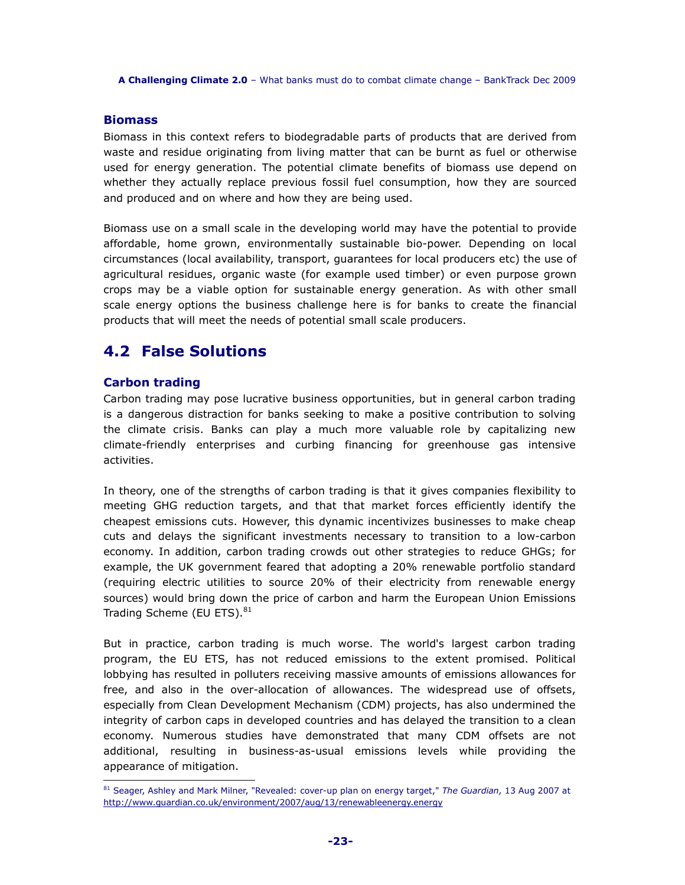### Biomass

Biomass in this context refers to biodegradable parts of products that are derived from waste and residue originating from living matter that can be burnt as fuel or otherwise used for energy generation. The potential climate benefits of biomass use depend on whether they actually replace previous fossil fuel consumption, how they are sourced and produced and on where and how they are being used.

Biomass use on a small scale in the developing world may have the potential to provide affordable, home grown, environmentally sustainable bio-power. Depending on local circumstances (local availability, transport, guarantees for local producers etc) the use of agricultural residues, organic waste (for example used timber) or even purpose grown crops may be a viable option for sustainable energy generation. As with other small scale energy options the business challenge here is for banks to create the financial products that will meet the needs of potential small scale producers.

## 4.2 False Solutions

### Carbon trading

Carbon trading may pose lucrative business opportunities, but in general carbon trading is a dangerous distraction for banks seeking to make a positive contribution to solving the climate crisis. Banks can play a much more valuable role by capitalizing new climate-friendly enterprises and curbing financing for greenhouse gas intensive activities.

In theory, one of the strengths of carbon trading is that it gives companies flexibility to meeting GHG reduction targets, and that that market forces efficiently identify the cheapest emissions cuts. However, this dynamic incentivizes businesses to make cheap cuts and delays the significant investments necessary to transition to a low-carbon economy. In addition, carbon trading crowds out other strategies to reduce GHGs; for example, the UK government feared that adopting a 20% renewable portfolio standard (requiring electric utilities to source 20% of their electricity from renewable energy sources) would bring down the price of carbon and harm the European Union Emissions Trading Scheme (EU ETS).[81]

But in practice, carbon trading is much worse. The world's largest carbon trading program, the EU ETS, has not reduced emissions to the extent promised. Political lobbying has resulted in polluters receiving massive amounts of emissions allowances for free, and also in the over-allocation of allowances. The widespread use of offsets, especially from Clean Development Mechanism (CDM) projects, has also undermined the integrity of carbon caps in developed countries and has delayed the transition to a clean economy. Numerous studies have demonstrated that many CDM offsets are not additional, resulting in business-as-usual emissions levels while providing the appearance of mitigation.

---

[81] Seager, Ashley and Mark Milner, "Revealed: cover-up plan on energy target," *The Guardian,* 13 Aug 2007 at http://www.guardian.co.uk/environment/2007/aug/13/renewableenergy.energy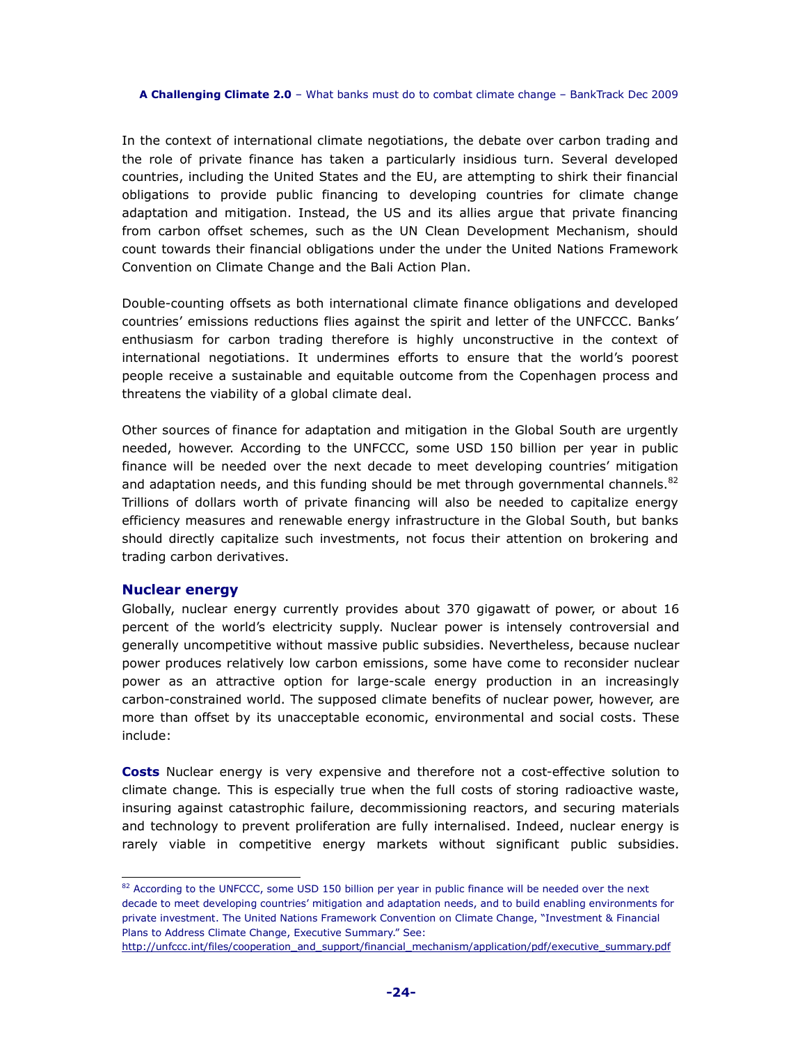In the context of international climate negotiations, the debate over carbon trading and the role of private finance has taken a particularly insidious turn. Several developed countries, including the United States and the EU, are attempting to shirk their financial obligations to provide public financing to developing countries for climate change adaptation and mitigation. Instead, the US and its allies argue that private financing from carbon offset schemes, such as the UN Clean Development Mechanism, should count towards their financial obligations under the under the United Nations Framework Convention on Climate Change and the Bali Action Plan.

Double-counting offsets as both international climate finance obligations and developed countries' emissions reductions flies against the spirit and letter of the UNFCCC. Banks' enthusiasm for carbon trading therefore is highly unconstructive in the context of international negotiations. It undermines efforts to ensure that the world's poorest people receive a sustainable and equitable outcome from the Copenhagen process and threatens the viability of a global climate deal.

Other sources of finance for adaptation and mitigation in the Global South are urgently needed, however. According to the UNFCCC, some USD 150 billion per year in public finance will be needed over the next decade to meet developing countries' mitigation and adaptation needs, and this funding should be met through governmental channels.[82] Trillions of dollars worth of private financing will also be needed to capitalize energy efficiency measures and renewable energy infrastructure in the Global South, but banks should directly capitalize such investments, not focus their attention on brokering and trading carbon derivatives.

## Nuclear energy

Globally, nuclear energy currently provides about 370 gigawatt of power, or about 16 percent of the world's electricity supply. Nuclear power is intensely controversial and generally uncompetitive without massive public subsidies. Nevertheless, because nuclear power produces relatively low carbon emissions, some have come to reconsider nuclear power as an attractive option for large-scale energy production in an increasingly carbon-constrained world. The supposed climate benefits of nuclear power, however, are more than offset by its unacceptable economic, environmental and social costs. These include:

**Costs** Nuclear energy is very expensive and therefore not a cost-effective solution to climate change. This is especially true when the full costs of storing radioactive waste, insuring against catastrophic failure, decommissioning reactors, and securing materials and technology to prevent proliferation are fully internalised. Indeed, nuclear energy is rarely viable in competitive energy markets without significant public subsidies.

---

[82] According to the UNFCCC, some USD 150 billion per year in public finance will be needed over the next decade to meet developing countries' mitigation and adaptation needs, and to build enabling environments for private investment. The United Nations Framework Convention on Climate Change, "Investment & Financial Plans to Address Climate Change, Executive Summary." See: http://unfccc.int/files/cooperation_and_support/financial_mechanism/application/pdf/executive_summary.pdf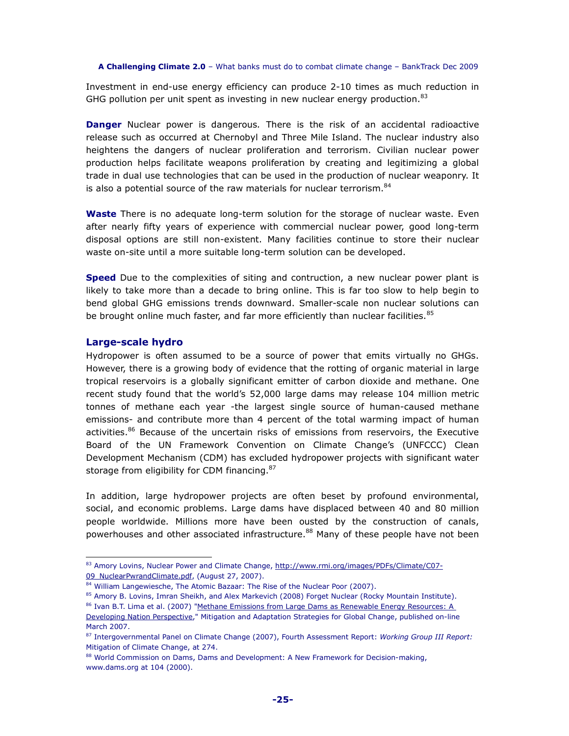Investment in end-use energy efficiency can produce 2-10 times as much reduction in GHG pollution per unit spent as investing in new nuclear energy production.[83]

**Danger** Nuclear power is dangerous. There is the risk of an accidental radioactive release such as occurred at Chernobyl and Three Mile Island. The nuclear industry also heightens the dangers of nuclear proliferation and terrorism. Civilian nuclear power production helps facilitate weapons proliferation by creating and legitimizing a global trade in dual use technologies that can be used in the production of nuclear weaponry. It is also a potential source of the raw materials for nuclear terrorism.[84]

**Waste** There is no adequate long-term solution for the storage of nuclear waste. Even after nearly fifty years of experience with commercial nuclear power, good long-term disposal options are still non-existent. Many facilities continue to store their nuclear waste on-site until a more suitable long-term solution can be developed.

**Speed** Due to the complexities of siting and contruction, a new nuclear power plant is likely to take more than a decade to bring online. This is far too slow to help begin to bend global GHG emissions trends downward. Smaller-scale non nuclear solutions can be brought online much faster, and far more efficiently than nuclear facilities.[85]

### Large-scale hydro

Hydropower is often assumed to be a source of power that emits virtually no GHGs. However, there is a growing body of evidence that the rotting of organic material in large tropical reservoirs is a globally significant emitter of carbon dioxide and methane. One recent study found that the world's 52,000 large dams may release 104 million metric tonnes of methane each year -the largest single source of human-caused methane emissions- and contribute more than 4 percent of the total warming impact of human activities.[86] Because of the uncertain risks of emissions from reservoirs, the Executive Board of the UN Framework Convention on Climate Change's (UNFCCC) Clean Development Mechanism (CDM) has excluded hydropower projects with significant water storage from eligibility for CDM financing.[87]

In addition, large hydropower projects are often beset by profound environmental, social, and economic problems. Large dams have displaced between 40 and 80 million people worldwide. Millions more have been ousted by the construction of canals, powerhouses and other associated infrastructure.[88] Many of these people have not been

---

[83] Amory Lovins, Nuclear Power and Climate Change, http://www.rmi.org/images/PDFs/Climate/C07-09_NuclearPwrandClimate.pdf, (August 27, 2007).

[84] William Langewiesche, The Atomic Bazaar: The Rise of the Nuclear Poor (2007).

[85] Amory B. Lovins, Imran Sheikh, and Alex Markevich (2008) Forget Nuclear (Rocky Mountain Institute).

[86] Ivan B.T. Lima et al. (2007) "Methane Emissions from Large Dams as Renewable Energy Resources: A Developing Nation Perspective," Mitigation and Adaptation Strategies for Global Change, published on-line March 2007.

[87] Intergovernmental Panel on Climate Change (2007), Fourth Assessment Report: *Working Group III Report:* Mitigation of Climate Change, at 274.

[88] World Commission on Dams, Dams and Development: A New Framework for Decision-making, www.dams.org at 104 (2000).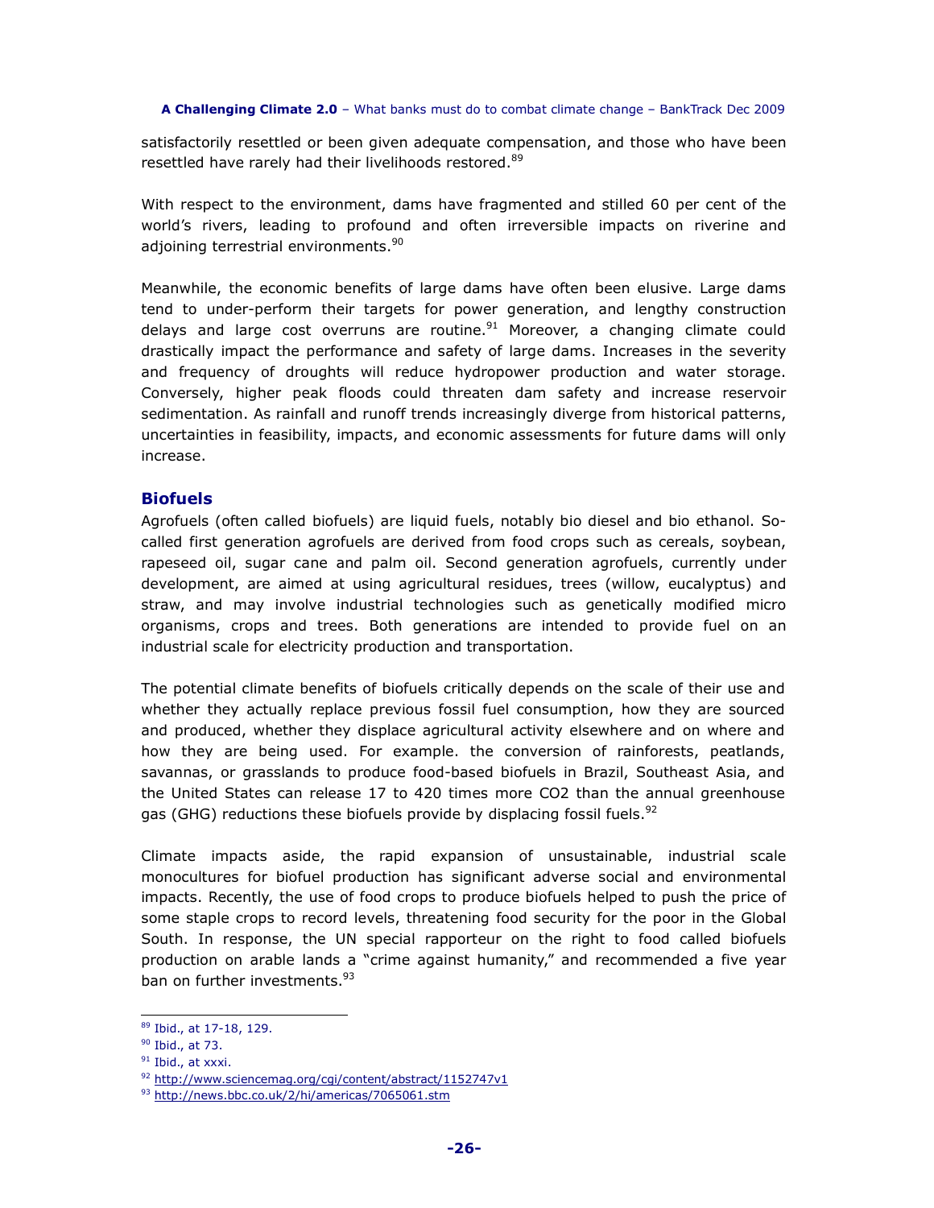satisfactorily resettled or been given adequate compensation, and those who have been resettled have rarely had their livelihoods restored.[89]

With respect to the environment, dams have fragmented and stilled 60 per cent of the world's rivers, leading to profound and often irreversible impacts on riverine and adjoining terrestrial environments.[90]

Meanwhile, the economic benefits of large dams have often been elusive. Large dams tend to under-perform their targets for power generation, and lengthy construction delays and large cost overruns are routine.[91] Moreover, a changing climate could drastically impact the performance and safety of large dams. Increases in the severity and frequency of droughts will reduce hydropower production and water storage. Conversely, higher peak floods could threaten dam safety and increase reservoir sedimentation. As rainfall and runoff trends increasingly diverge from historical patterns, uncertainties in feasibility, impacts, and economic assessments for future dams will only increase.

## Biofuels

Agrofuels (often called biofuels) are liquid fuels, notably bio diesel and bio ethanol. So-called first generation agrofuels are derived from food crops such as cereals, soybean, rapeseed oil, sugar cane and palm oil. Second generation agrofuels, currently under development, are aimed at using agricultural residues, trees (willow, eucalyptus) and straw, and may involve industrial technologies such as genetically modified micro organisms, crops and trees. Both generations are intended to provide fuel on an industrial scale for electricity production and transportation.

The potential climate benefits of biofuels critically depends on the scale of their use and whether they actually replace previous fossil fuel consumption, how they are sourced and produced, whether they displace agricultural activity elsewhere and on where and how they are being used. For example. the conversion of rainforests, peatlands, savannas, or grasslands to produce food-based biofuels in Brazil, Southeast Asia, and the United States can release 17 to 420 times more $CO_2$ than the annual greenhouse gas (GHG) reductions these biofuels provide by displacing fossil fuels.[92]

Climate impacts aside, the rapid expansion of unsustainable, industrial scale monocultures for biofuel production has significant adverse social and environmental impacts. Recently, the use of food crops to produce biofuels helped to push the price of some staple crops to record levels, threatening food security for the poor in the Global South. In response, the UN special rapporteur on the right to food called biofuels production on arable lands a "crime against humanity," and recommended a five year ban on further investments.[93]

---

[89] Ibid., at 17-18, 129.

[90] Ibid., at 73.

[91] Ibid., at xxxi.

[92] http://www.sciencemag.org/cgi/content/abstract/1152747v1

[93] http://news.bbc.co.uk/2/hi/americas/7065061.stm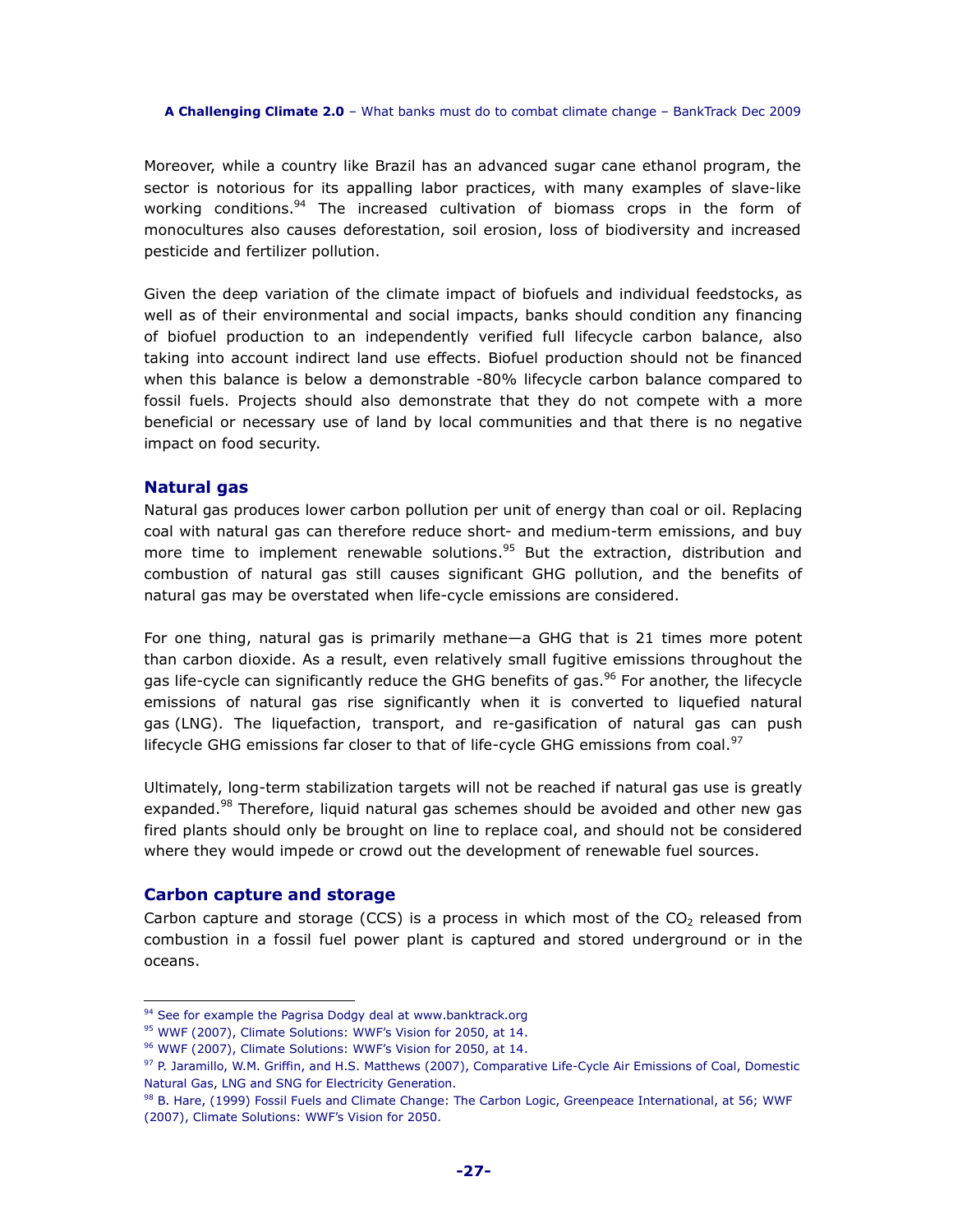Moreover, while a country like Brazil has an advanced sugar cane ethanol program, the sector is notorious for its appalling labor practices, with many examples of slave-like working conditions.[94] The increased cultivation of biomass crops in the form of monocultures also causes deforestation, soil erosion, loss of biodiversity and increased pesticide and fertilizer pollution.

Given the deep variation of the climate impact of biofuels and individual feedstocks, as well as of their environmental and social impacts, banks should condition any financing of biofuel production to an independently verified full lifecycle carbon balance, also taking into account indirect land use effects. Biofuel production should not be financed when this balance is below a demonstrable -80% lifecycle carbon balance compared to fossil fuels. Projects should also demonstrate that they do not compete with a more beneficial or necessary use of land by local communities and that there is no negative impact on food security.

### Natural gas

Natural gas produces lower carbon pollution per unit of energy than coal or oil. Replacing coal with natural gas can therefore reduce short- and medium-term emissions, and buy more time to implement renewable solutions.[95] But the extraction, distribution and combustion of natural gas still causes significant GHG pollution, and the benefits of natural gas may be overstated when life-cycle emissions are considered.

For one thing, natural gas is primarily methane—a GHG that is 21 times more potent than carbon dioxide. As a result, even relatively small fugitive emissions throughout the gas life-cycle can significantly reduce the GHG benefits of gas.[96] For another, the lifecycle emissions of natural gas rise significantly when it is converted to liquefied natural gas (LNG). The liquefaction, transport, and re-gasification of natural gas can push lifecycle GHG emissions far closer to that of life-cycle GHG emissions from coal.[97]

Ultimately, long-term stabilization targets will not be reached if natural gas use is greatly expanded.[98] Therefore, liquid natural gas schemes should be avoided and other new gas fired plants should only be brought on line to replace coal, and should not be considered where they would impede or crowd out the development of renewable fuel sources.

### Carbon capture and storage

Carbon capture and storage (CCS) is a process in which most of the $CO_2$ released from combustion in a fossil fuel power plant is captured and stored underground or in the oceans.

---

[94] See for example the Pagrisa Dodgy deal at www.banktrack.org

[95] WWF (2007), Climate Solutions: WWF's Vision for 2050, at 14.

[96] WWF (2007), Climate Solutions: WWF's Vision for 2050, at 14.

[97] P. Jaramillo, W.M. Griffin, and H.S. Matthews (2007), Comparative Life-Cycle Air Emissions of Coal, Domestic Natural Gas, LNG and SNG for Electricity Generation.

[98] B. Hare, (1999) Fossil Fuels and Climate Change: The Carbon Logic, Greenpeace International, at 56; WWF (2007), Climate Solutions: WWF's Vision for 2050.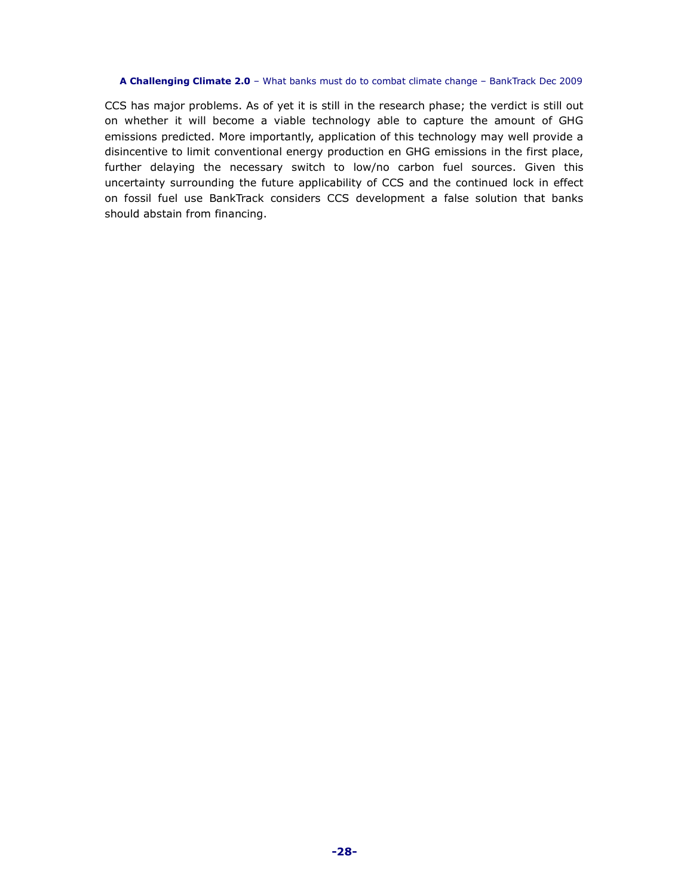CCS has major problems. As of yet it is still in the research phase; the verdict is still out on whether it will become a viable technology able to capture the amount of GHG emissions predicted. More importantly, application of this technology may well provide a disincentive to limit conventional energy production en GHG emissions in the first place, further delaying the necessary switch to low/no carbon fuel sources. Given this uncertainty surrounding the future applicability of CCS and the continued lock in effect on fossil fuel use BankTrack considers CCS development a false solution that banks should abstain from financing.